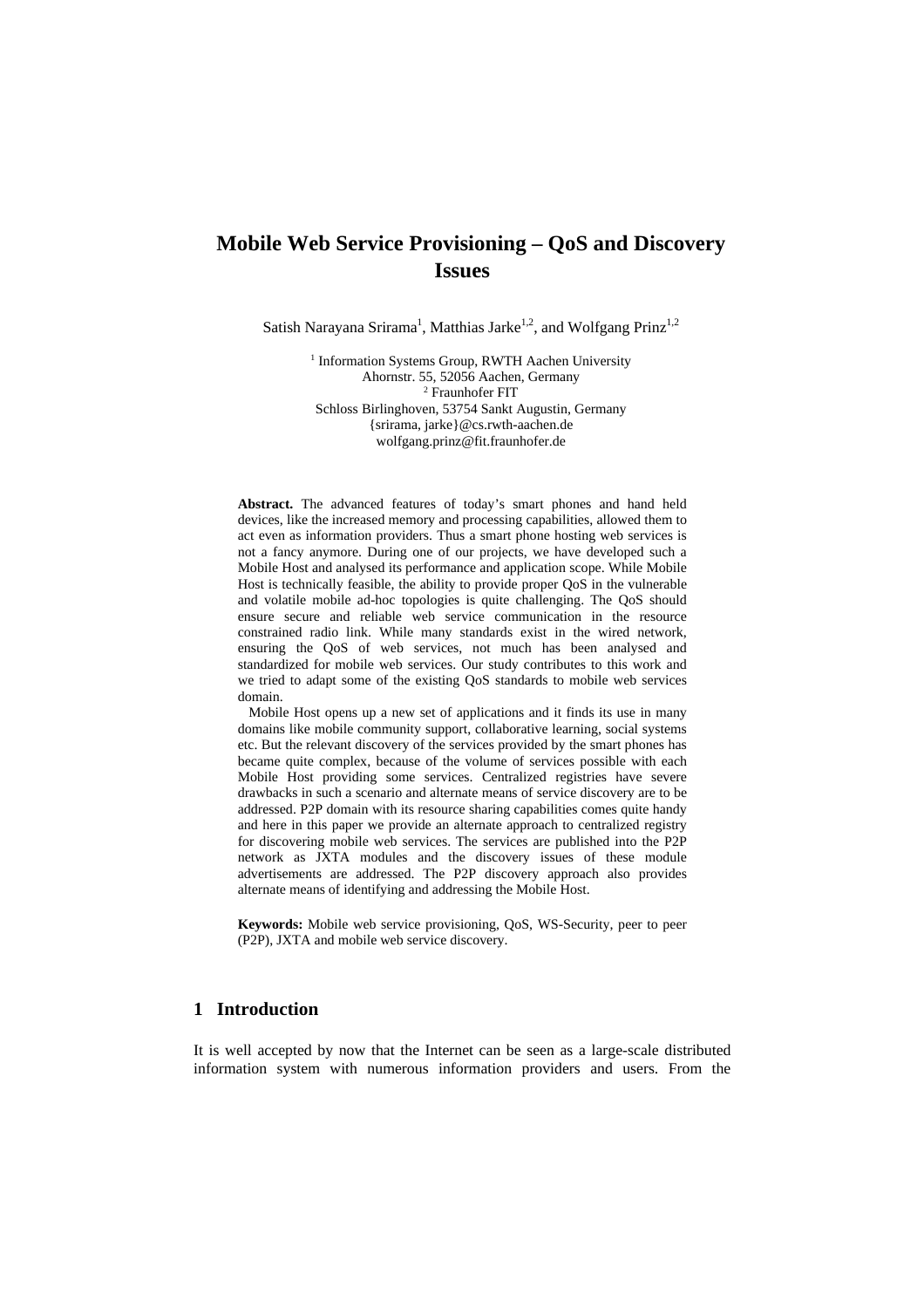# Mobile Web Service Provisioning – QoS and Discovery Issues

Satish Narayana Srirama[1], Matthias Jarke[1,2], and Wolfgang Prinz[1,2]

[1] Information Systems Group, RWTH Aachen University
Ahornstr. 55, 52056 Aachen, Germany
[2] Fraunhofer FIT
Schloss Birlinghoven, 53754 Sankt Augustin, Germany
{srirama, jarke}@cs.rwth-aachen.de
wolfgang.prinz@fit.fraunhofer.de

**Abstract.** The advanced features of today's smart phones and hand held devices, like the increased memory and processing capabilities, allowed them to act even as information providers. Thus a smart phone hosting web services is not a fancy anymore. During one of our projects, we have developed such a Mobile Host and analysed its performance and application scope. While Mobile Host is technically feasible, the ability to provide proper QoS in the vulnerable and volatile mobile ad-hoc topologies is quite challenging. The QoS should ensure secure and reliable web service communication in the resource constrained radio link. While many standards exist in the wired network, ensuring the QoS of web services, not much has been analysed and standardized for mobile web services. Our study contributes to this work and we tried to adapt some of the existing QoS standards to mobile web services domain.

Mobile Host opens up a new set of applications and it finds its use in many domains like mobile community support, collaborative learning, social systems etc. But the relevant discovery of the services provided by the smart phones has became quite complex, because of the volume of services possible with each Mobile Host providing some services. Centralized registries have severe drawbacks in such a scenario and alternate means of service discovery are to be addressed. P2P domain with its resource sharing capabilities comes quite handy and here in this paper we provide an alternate approach to centralized registry for discovering mobile web services. The services are published into the P2P network as JXTA modules and the discovery issues of these module advertisements are addressed. The P2P discovery approach also provides alternate means of identifying and addressing the Mobile Host.

**Keywords:** Mobile web service provisioning, QoS, WS-Security, peer to peer (P2P), JXTA and mobile web service discovery.

## 1 Introduction

It is well accepted by now that the Internet can be seen as a large-scale distributed information system with numerous information providers and users. From the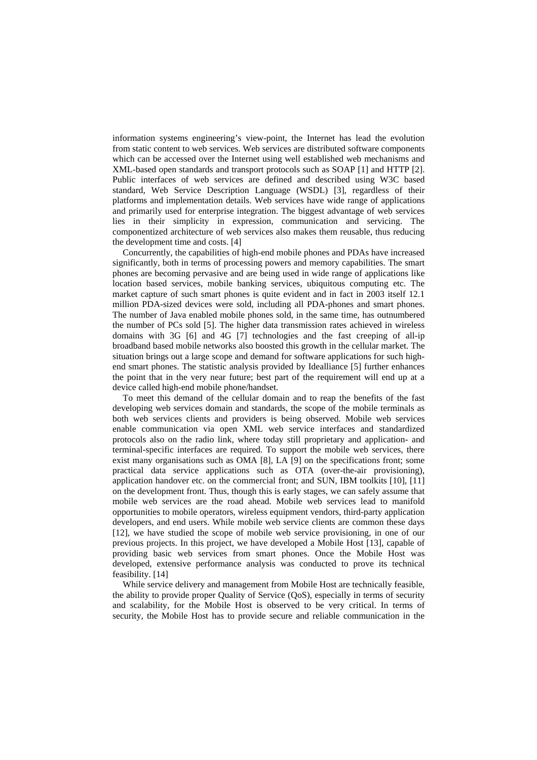information systems engineering's view-point, the Internet has lead the evolution from static content to web services. Web services are distributed software components which can be accessed over the Internet using well established web mechanisms and XML-based open standards and transport protocols such as SOAP [1] and HTTP [2]. Public interfaces of web services are defined and described using W3C based standard, Web Service Description Language (WSDL) [3], regardless of their platforms and implementation details. Web services have wide range of applications and primarily used for enterprise integration. The biggest advantage of web services lies in their simplicity in expression, communication and servicing. The componentized architecture of web services also makes them reusable, thus reducing the development time and costs. [4]

Concurrently, the capabilities of high-end mobile phones and PDAs have increased significantly, both in terms of processing powers and memory capabilities. The smart phones are becoming pervasive and are being used in wide range of applications like location based services, mobile banking services, ubiquitous computing etc. The market capture of such smart phones is quite evident and in fact in 2003 itself 12.1 million PDA-sized devices were sold, including all PDA-phones and smart phones. The number of Java enabled mobile phones sold, in the same time, has outnumbered the number of PCs sold [5]. The higher data transmission rates achieved in wireless domains with 3G [6] and 4G [7] technologies and the fast creeping of all-ip broadband based mobile networks also boosted this growth in the cellular market. The situation brings out a large scope and demand for software applications for such high-end smart phones. The statistic analysis provided by Idealliance [5] further enhances the point that in the very near future; best part of the requirement will end up at a device called high-end mobile phone/handset.

To meet this demand of the cellular domain and to reap the benefits of the fast developing web services domain and standards, the scope of the mobile terminals as both web services clients and providers is being observed. Mobile web services enable communication via open XML web service interfaces and standardized protocols also on the radio link, where today still proprietary and application- and terminal-specific interfaces are required. To support the mobile web services, there exist many organisations such as OMA [8], LA [9] on the specifications front; some practical data service applications such as OTA (over-the-air provisioning), application handover etc. on the commercial front; and SUN, IBM toolkits [10], [11] on the development front. Thus, though this is early stages, we can safely assume that mobile web services are the road ahead. Mobile web services lead to manifold opportunities to mobile operators, wireless equipment vendors, third-party application developers, and end users. While mobile web service clients are common these days [12], we have studied the scope of mobile web service provisioning, in one of our previous projects. In this project, we have developed a Mobile Host [13], capable of providing basic web services from smart phones. Once the Mobile Host was developed, extensive performance analysis was conducted to prove its technical feasibility. [14]

While service delivery and management from Mobile Host are technically feasible, the ability to provide proper Quality of Service (QoS), especially in terms of security and scalability, for the Mobile Host is observed to be very critical. In terms of security, the Mobile Host has to provide secure and reliable communication in the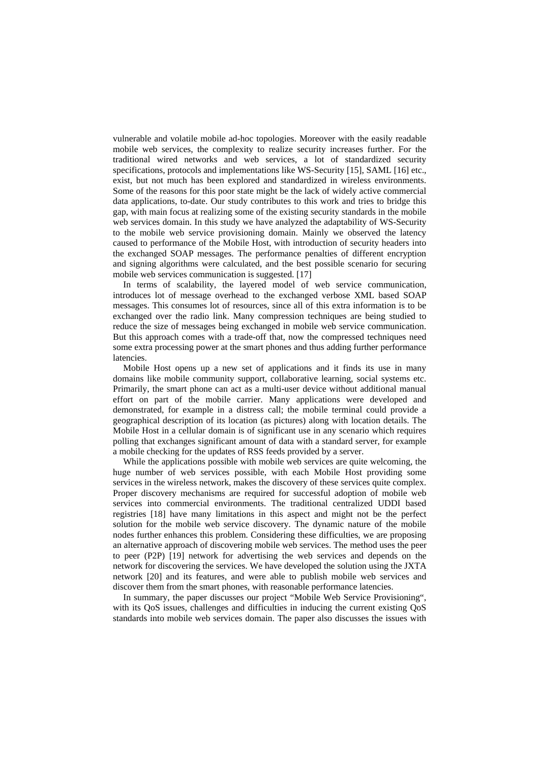vulnerable and volatile mobile ad-hoc topologies. Moreover with the easily readable mobile web services, the complexity to realize security increases further. For the traditional wired networks and web services, a lot of standardized security specifications, protocols and implementations like WS-Security [15], SAML [16] etc., exist, but not much has been explored and standardized in wireless environments. Some of the reasons for this poor state might be the lack of widely active commercial data applications, to-date. Our study contributes to this work and tries to bridge this gap, with main focus at realizing some of the existing security standards in the mobile web services domain. In this study we have analyzed the adaptability of WS-Security to the mobile web service provisioning domain. Mainly we observed the latency caused to performance of the Mobile Host, with introduction of security headers into the exchanged SOAP messages. The performance penalties of different encryption and signing algorithms were calculated, and the best possible scenario for securing mobile web services communication is suggested. [17]

In terms of scalability, the layered model of web service communication, introduces lot of message overhead to the exchanged verbose XML based SOAP messages. This consumes lot of resources, since all of this extra information is to be exchanged over the radio link. Many compression techniques are being studied to reduce the size of messages being exchanged in mobile web service communication. But this approach comes with a trade-off that, now the compressed techniques need some extra processing power at the smart phones and thus adding further performance latencies.

Mobile Host opens up a new set of applications and it finds its use in many domains like mobile community support, collaborative learning, social systems etc. Primarily, the smart phone can act as a multi-user device without additional manual effort on part of the mobile carrier. Many applications were developed and demonstrated, for example in a distress call; the mobile terminal could provide a geographical description of its location (as pictures) along with location details. The Mobile Host in a cellular domain is of significant use in any scenario which requires polling that exchanges significant amount of data with a standard server, for example a mobile checking for the updates of RSS feeds provided by a server.

While the applications possible with mobile web services are quite welcoming, the huge number of web services possible, with each Mobile Host providing some services in the wireless network, makes the discovery of these services quite complex. Proper discovery mechanisms are required for successful adoption of mobile web services into commercial environments. The traditional centralized UDDI based registries [18] have many limitations in this aspect and might not be the perfect solution for the mobile web service discovery. The dynamic nature of the mobile nodes further enhances this problem. Considering these difficulties, we are proposing an alternative approach of discovering mobile web services. The method uses the peer to peer (P2P) [19] network for advertising the web services and depends on the network for discovering the services. We have developed the solution using the JXTA network [20] and its features, and were able to publish mobile web services and discover them from the smart phones, with reasonable performance latencies.

In summary, the paper discusses our project "Mobile Web Service Provisioning", with its QoS issues, challenges and difficulties in inducing the current existing QoS standards into mobile web services domain. The paper also discusses the issues with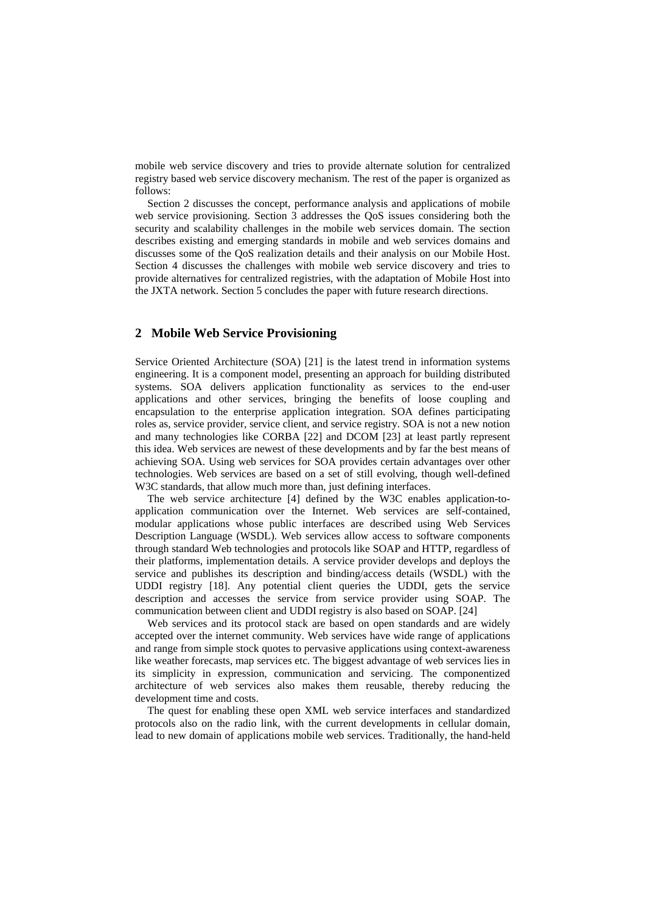mobile web service discovery and tries to provide alternate solution for centralized registry based web service discovery mechanism. The rest of the paper is organized as follows:

Section 2 discusses the concept, performance analysis and applications of mobile web service provisioning. Section 3 addresses the QoS issues considering both the security and scalability challenges in the mobile web services domain. The section describes existing and emerging standards in mobile and web services domains and discusses some of the QoS realization details and their analysis on our Mobile Host. Section 4 discusses the challenges with mobile web service discovery and tries to provide alternatives for centralized registries, with the adaptation of Mobile Host into the JXTA network. Section 5 concludes the paper with future research directions.

## 2 Mobile Web Service Provisioning

Service Oriented Architecture (SOA) [21] is the latest trend in information systems engineering. It is a component model, presenting an approach for building distributed systems. SOA delivers application functionality as services to the end-user applications and other services, bringing the benefits of loose coupling and encapsulation to the enterprise application integration. SOA defines participating roles as, service provider, service client, and service registry. SOA is not a new notion and many technologies like CORBA [22] and DCOM [23] at least partly represent this idea. Web services are newest of these developments and by far the best means of achieving SOA. Using web services for SOA provides certain advantages over other technologies. Web services are based on a set of still evolving, though well-defined W3C standards, that allow much more than, just defining interfaces.

The web service architecture [4] defined by the W3C enables application-to-application communication over the Internet. Web services are self-contained, modular applications whose public interfaces are described using Web Services Description Language (WSDL). Web services allow access to software components through standard Web technologies and protocols like SOAP and HTTP, regardless of their platforms, implementation details. A service provider develops and deploys the service and publishes its description and binding/access details (WSDL) with the UDDI registry [18]. Any potential client queries the UDDI, gets the service description and accesses the service from service provider using SOAP. The communication between client and UDDI registry is also based on SOAP. [24]

Web services and its protocol stack are based on open standards and are widely accepted over the internet community. Web services have wide range of applications and range from simple stock quotes to pervasive applications using context-awareness like weather forecasts, map services etc. The biggest advantage of web services lies in its simplicity in expression, communication and servicing. The componentized architecture of web services also makes them reusable, thereby reducing the development time and costs.

The quest for enabling these open XML web service interfaces and standardized protocols also on the radio link, with the current developments in cellular domain, lead to new domain of applications mobile web services. Traditionally, the hand-held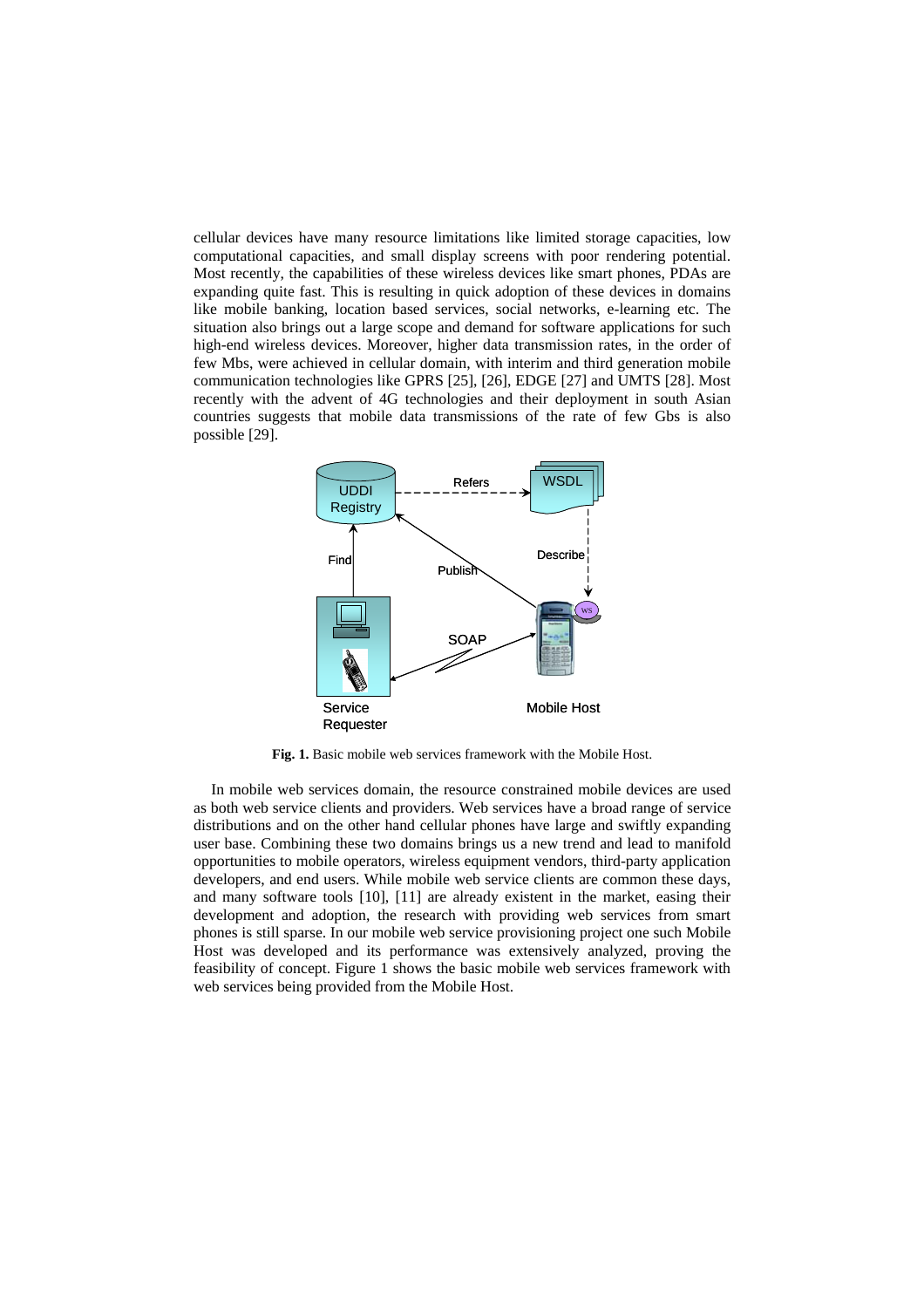cellular devices have many resource limitations like limited storage capacities, low computational capacities, and small display screens with poor rendering potential. Most recently, the capabilities of these wireless devices like smart phones, PDAs are expanding quite fast. This is resulting in quick adoption of these devices in domains like mobile banking, location based services, social networks, e-learning etc. The situation also brings out a large scope and demand for software applications for such high-end wireless devices. Moreover, higher data transmission rates, in the order of few Mbs, were achieved in cellular domain, with interim and third generation mobile communication technologies like GPRS [25], [26], EDGE [27] and UMTS [28]. Most recently with the advent of 4G technologies and their deployment in south Asian countries suggests that mobile data transmissions of the rate of few Gbs is also possible [29].

**Fig. 1.** Basic mobile web services framework with the Mobile Host.

In mobile web services domain, the resource constrained mobile devices are used as both web service clients and providers. Web services have a broad range of service distributions and on the other hand cellular phones have large and swiftly expanding user base. Combining these two domains brings us a new trend and lead to manifold opportunities to mobile operators, wireless equipment vendors, third-party application developers, and end users. While mobile web service clients are common these days, and many software tools [10], [11] are already existent in the market, easing their development and adoption, the research with providing web services from smart phones is still sparse. In our mobile web service provisioning project one such Mobile Host was developed and its performance was extensively analyzed, proving the feasibility of concept. Figure 1 shows the basic mobile web services framework with web services being provided from the Mobile Host.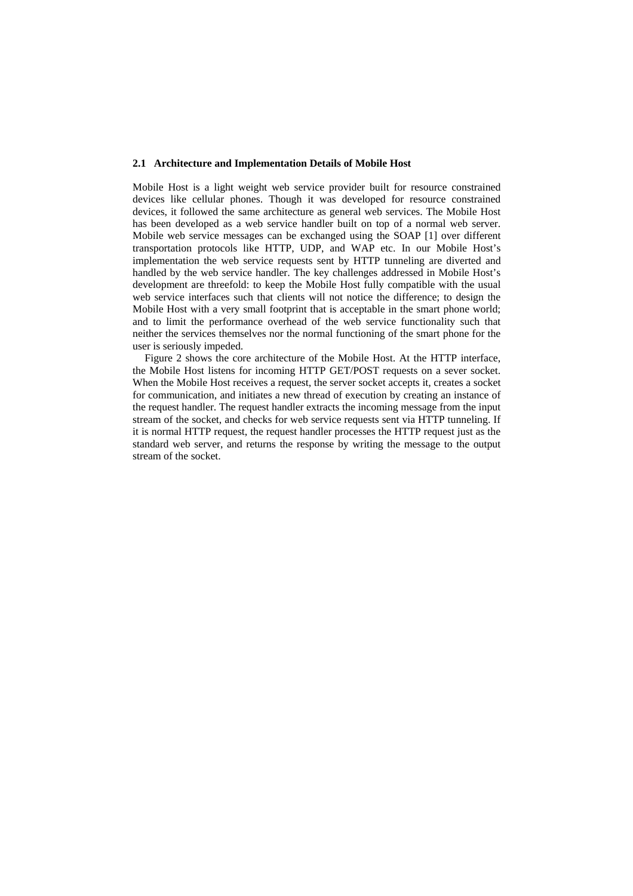### 2.1 Architecture and Implementation Details of Mobile Host

Mobile Host is a light weight web service provider built for resource constrained devices like cellular phones. Though it was developed for resource constrained devices, it followed the same architecture as general web services. The Mobile Host has been developed as a web service handler built on top of a normal web server. Mobile web service messages can be exchanged using the SOAP [1] over different transportation protocols like HTTP, UDP, and WAP etc. In our Mobile Host's implementation the web service requests sent by HTTP tunneling are diverted and handled by the web service handler. The key challenges addressed in Mobile Host's development are threefold: to keep the Mobile Host fully compatible with the usual web service interfaces such that clients will not notice the difference; to design the Mobile Host with a very small footprint that is acceptable in the smart phone world; and to limit the performance overhead of the web service functionality such that neither the services themselves nor the normal functioning of the smart phone for the user is seriously impeded.

Figure 2 shows the core architecture of the Mobile Host. At the HTTP interface, the Mobile Host listens for incoming HTTP GET/POST requests on a sever socket. When the Mobile Host receives a request, the server socket accepts it, creates a socket for communication, and initiates a new thread of execution by creating an instance of the request handler. The request handler extracts the incoming message from the input stream of the socket, and checks for web service requests sent via HTTP tunneling. If it is normal HTTP request, the request handler processes the HTTP request just as the standard web server, and returns the response by writing the message to the output stream of the socket.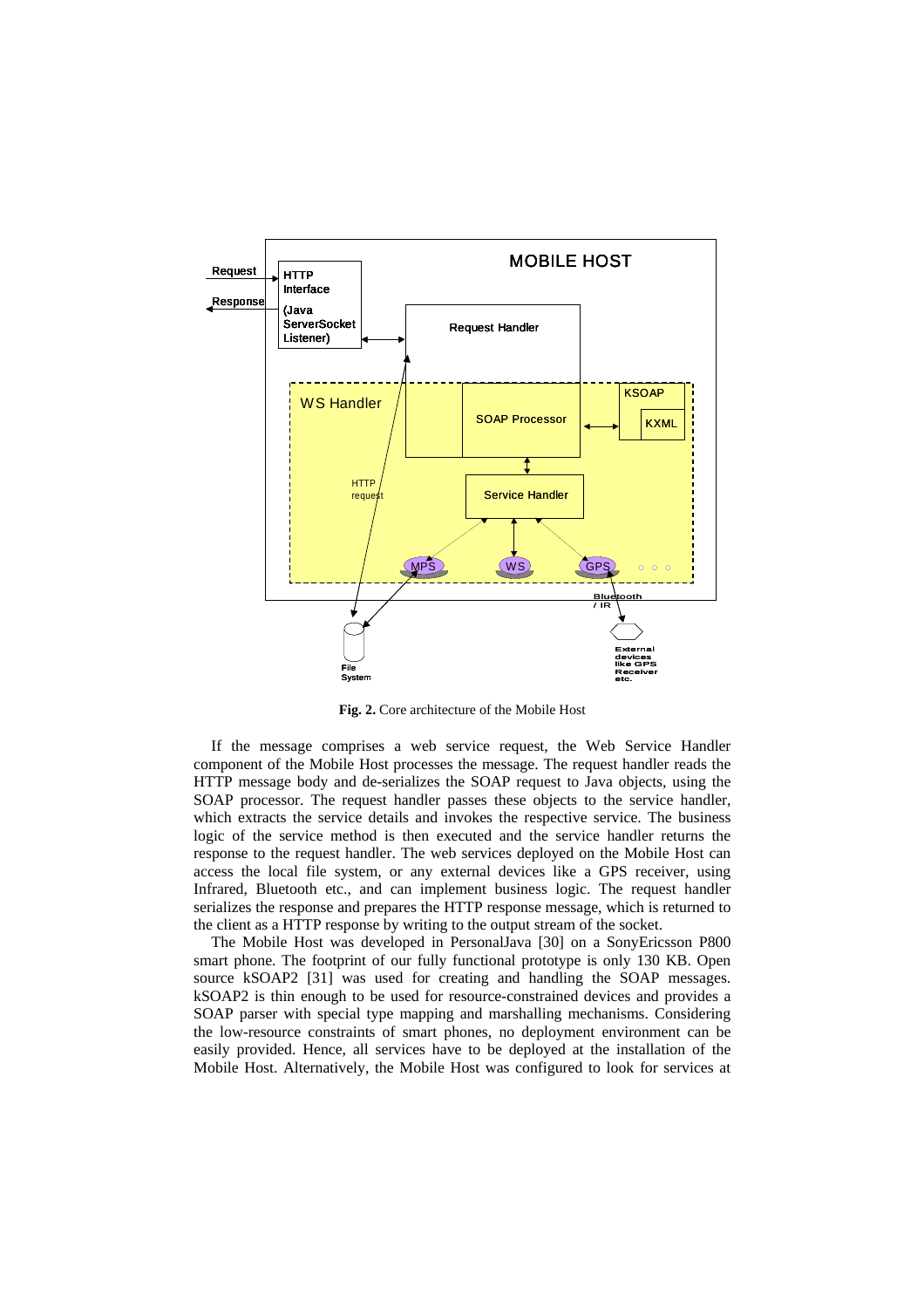**Fig. 2.** Core architecture of the Mobile Host

If the message comprises a web service request, the Web Service Handler component of the Mobile Host processes the message. The request handler reads the HTTP message body and de-serializes the SOAP request to Java objects, using the SOAP processor. The request handler passes these objects to the service handler, which extracts the service details and invokes the respective service. The business logic of the service method is then executed and the service handler returns the response to the request handler. The web services deployed on the Mobile Host can access the local file system, or any external devices like a GPS receiver, using Infrared, Bluetooth etc., and can implement business logic. The request handler serializes the response and prepares the HTTP response message, which is returned to the client as a HTTP response by writing to the output stream of the socket.

The Mobile Host was developed in PersonalJava [30] on a SonyEricsson P800 smart phone. The footprint of our fully functional prototype is only 130 KB. Open source kSOAP2 [31] was used for creating and handling the SOAP messages. kSOAP2 is thin enough to be used for resource-constrained devices and provides a SOAP parser with special type mapping and marshalling mechanisms. Considering the low-resource constraints of smart phones, no deployment environment can be easily provided. Hence, all services have to be deployed at the installation of the Mobile Host. Alternatively, the Mobile Host was configured to look for services at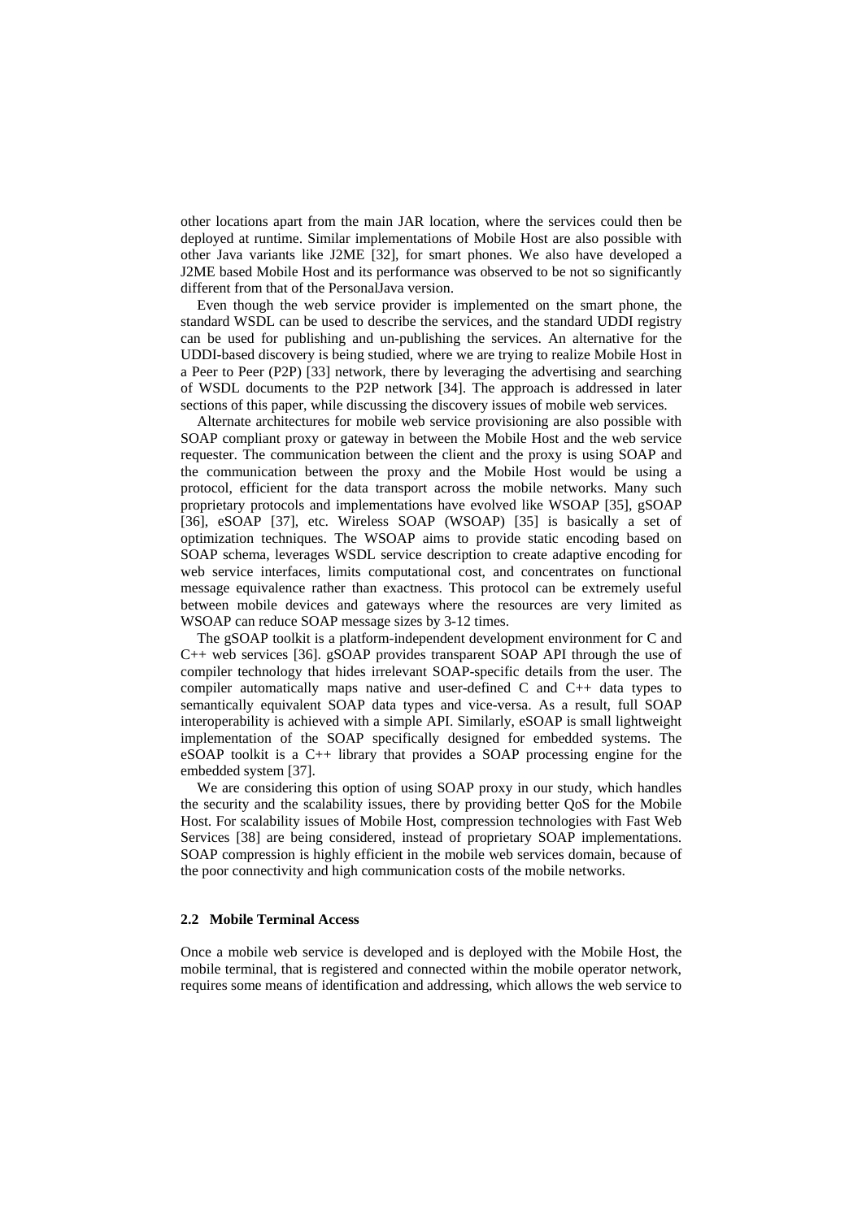other locations apart from the main JAR location, where the services could then be deployed at runtime. Similar implementations of Mobile Host are also possible with other Java variants like J2ME [32], for smart phones. We also have developed a J2ME based Mobile Host and its performance was observed to be not so significantly different from that of the PersonalJava version.

Even though the web service provider is implemented on the smart phone, the standard WSDL can be used to describe the services, and the standard UDDI registry can be used for publishing and un-publishing the services. An alternative for the UDDI-based discovery is being studied, where we are trying to realize Mobile Host in a Peer to Peer (P2P) [33] network, there by leveraging the advertising and searching of WSDL documents to the P2P network [34]. The approach is addressed in later sections of this paper, while discussing the discovery issues of mobile web services.

Alternate architectures for mobile web service provisioning are also possible with SOAP compliant proxy or gateway in between the Mobile Host and the web service requester. The communication between the client and the proxy is using SOAP and the communication between the proxy and the Mobile Host would be using a protocol, efficient for the data transport across the mobile networks. Many such proprietary protocols and implementations have evolved like WSOAP [35], gSOAP [36], eSOAP [37], etc. Wireless SOAP (WSOAP) [35] is basically a set of optimization techniques. The WSOAP aims to provide static encoding based on SOAP schema, leverages WSDL service description to create adaptive encoding for web service interfaces, limits computational cost, and concentrates on functional message equivalence rather than exactness. This protocol can be extremely useful between mobile devices and gateways where the resources are very limited as WSOAP can reduce SOAP message sizes by 3-12 times.

The gSOAP toolkit is a platform-independent development environment for C and C++ web services [36]. gSOAP provides transparent SOAP API through the use of compiler technology that hides irrelevant SOAP-specific details from the user. The compiler automatically maps native and user-defined C and C++ data types to semantically equivalent SOAP data types and vice-versa. As a result, full SOAP interoperability is achieved with a simple API. Similarly, eSOAP is small lightweight implementation of the SOAP specifically designed for embedded systems. The eSOAP toolkit is a C++ library that provides a SOAP processing engine for the embedded system [37].

We are considering this option of using SOAP proxy in our study, which handles the security and the scalability issues, there by providing better QoS for the Mobile Host. For scalability issues of Mobile Host, compression technologies with Fast Web Services [38] are being considered, instead of proprietary SOAP implementations. SOAP compression is highly efficient in the mobile web services domain, because of the poor connectivity and high communication costs of the mobile networks.

### 2.2 Mobile Terminal Access

Once a mobile web service is developed and is deployed with the Mobile Host, the mobile terminal, that is registered and connected within the mobile operator network, requires some means of identification and addressing, which allows the web service to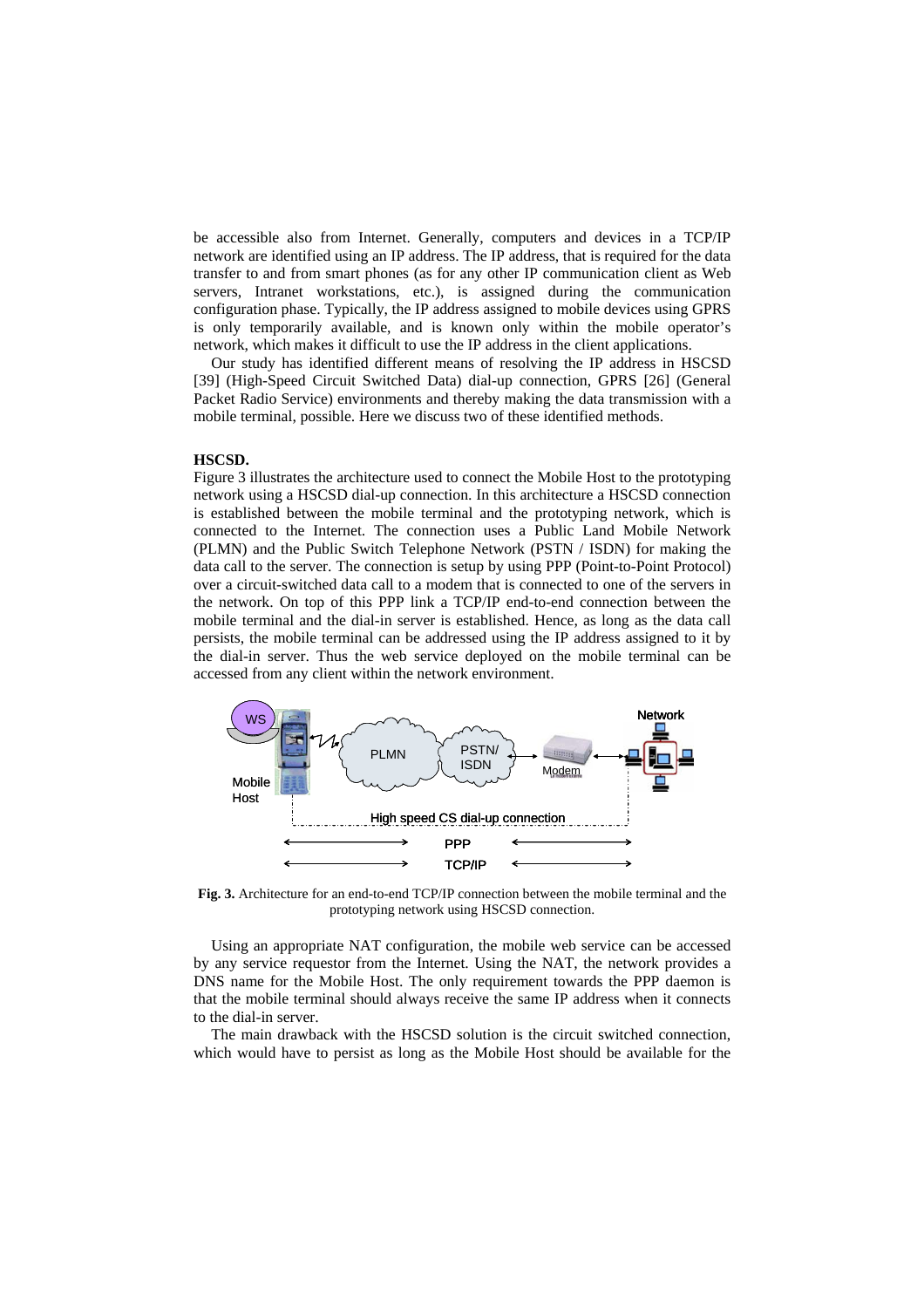be accessible also from Internet. Generally, computers and devices in a TCP/IP network are identified using an IP address. The IP address, that is required for the data transfer to and from smart phones (as for any other IP communication client as Web servers, Intranet workstations, etc.), is assigned during the communication configuration phase. Typically, the IP address assigned to mobile devices using GPRS is only temporarily available, and is known only within the mobile operator's network, which makes it difficult to use the IP address in the client applications.

Our study has identified different means of resolving the IP address in HSCSD [39] (High-Speed Circuit Switched Data) dial-up connection, GPRS [26] (General Packet Radio Service) environments and thereby making the data transmission with a mobile terminal, possible. Here we discuss two of these identified methods.

**HSCSD.**

Figure 3 illustrates the architecture used to connect the Mobile Host to the prototyping network using a HSCSD dial-up connection. In this architecture a HSCSD connection is established between the mobile terminal and the prototyping network, which is connected to the Internet. The connection uses a Public Land Mobile Network (PLMN) and the Public Switch Telephone Network (PSTN / ISDN) for making the data call to the server. The connection is setup by using PPP (Point-to-Point Protocol) over a circuit-switched data call to a modem that is connected to one of the servers in the network. On top of this PPP link a TCP/IP end-to-end connection between the mobile terminal and the dial-in server is established. Hence, as long as the data call persists, the mobile terminal can be addressed using the IP address assigned to it by the dial-in server. Thus the web service deployed on the mobile terminal can be accessed from any client within the network environment.

**Fig. 3.** Architecture for an end-to-end TCP/IP connection between the mobile terminal and the prototyping network using HSCSD connection.

Using an appropriate NAT configuration, the mobile web service can be accessed by any service requestor from the Internet. Using the NAT, the network provides a DNS name for the Mobile Host. The only requirement towards the PPP daemon is that the mobile terminal should always receive the same IP address when it connects to the dial-in server.

The main drawback with the HSCSD solution is the circuit switched connection, which would have to persist as long as the Mobile Host should be available for the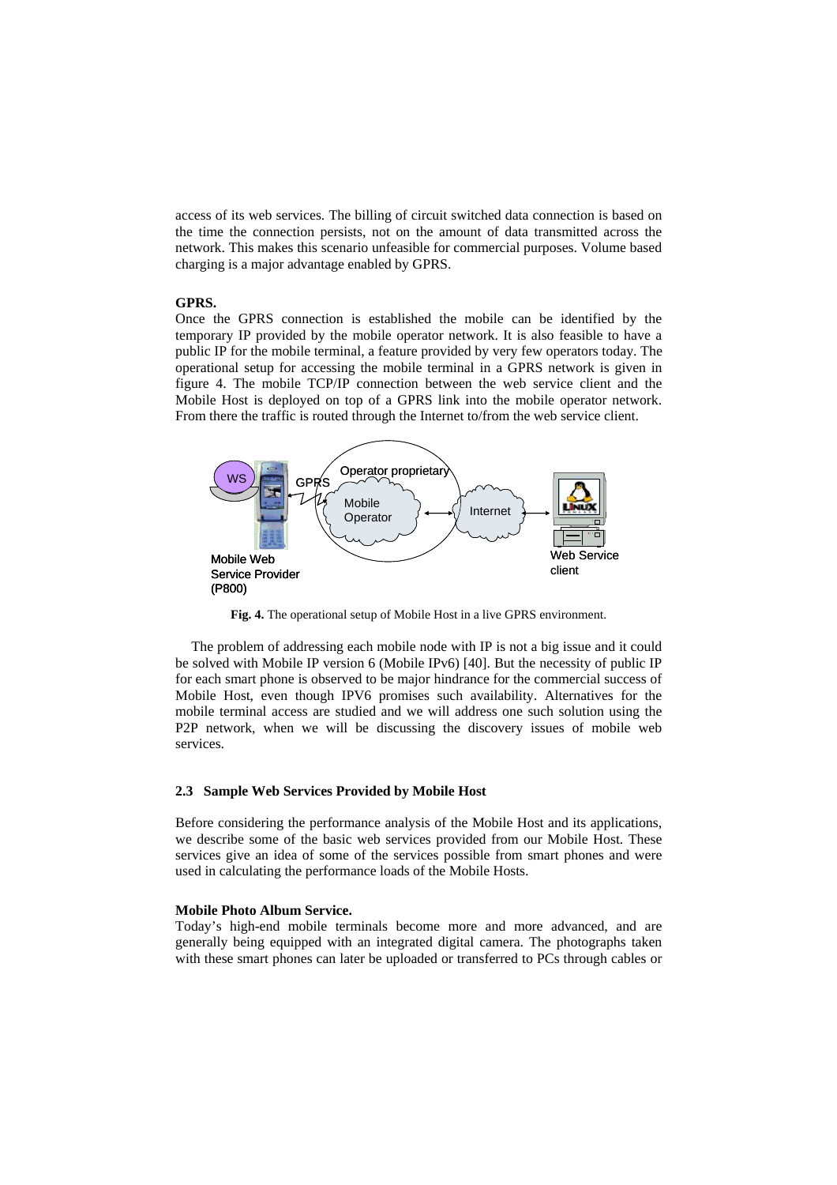access of its web services. The billing of circuit switched data connection is based on the time the connection persists, not on the amount of data transmitted across the network. This makes this scenario unfeasible for commercial purposes. Volume based charging is a major advantage enabled by GPRS.

**GPRS.**
Once the GPRS connection is established the mobile can be identified by the temporary IP provided by the mobile operator network. It is also feasible to have a public IP for the mobile terminal, a feature provided by very few operators today. The operational setup for accessing the mobile terminal in a GPRS network is given in figure 4. The mobile TCP/IP connection between the web service client and the Mobile Host is deployed on top of a GPRS link into the mobile operator network. From there the traffic is routed through the Internet to/from the web service client.

**Fig. 4.** The operational setup of Mobile Host in a live GPRS environment.

The problem of addressing each mobile node with IP is not a big issue and it could be solved with Mobile IP version 6 (Mobile IPv6) [40]. But the necessity of public IP for each smart phone is observed to be major hindrance for the commercial success of Mobile Host, even though IPV6 promises such availability. Alternatives for the mobile terminal access are studied and we will address one such solution using the P2P network, when we will be discussing the discovery issues of mobile web services.

### 2.3 Sample Web Services Provided by Mobile Host

Before considering the performance analysis of the Mobile Host and its applications, we describe some of the basic web services provided from our Mobile Host. These services give an idea of some of the services possible from smart phones and were used in calculating the performance loads of the Mobile Hosts.

**Mobile Photo Album Service.**
Today's high-end mobile terminals become more and more advanced, and are generally being equipped with an integrated digital camera. The photographs taken with these smart phones can later be uploaded or transferred to PCs through cables or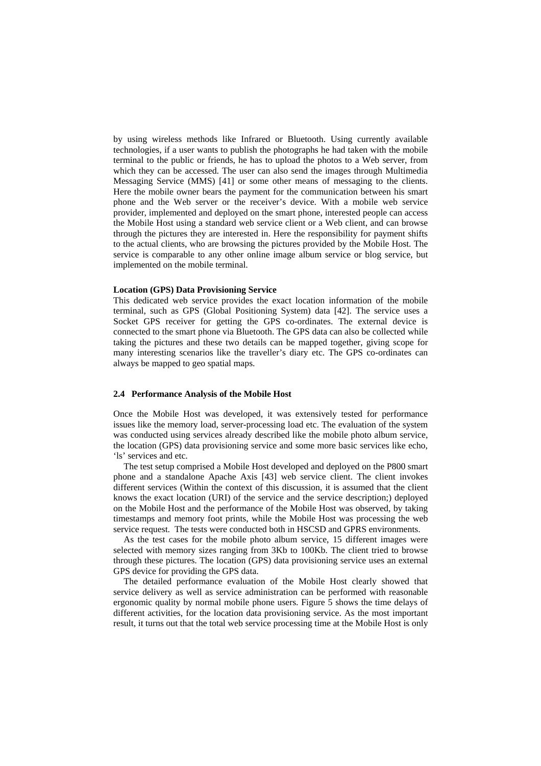by using wireless methods like Infrared or Bluetooth. Using currently available technologies, if a user wants to publish the photographs he had taken with the mobile terminal to the public or friends, he has to upload the photos to a Web server, from which they can be accessed. The user can also send the images through Multimedia Messaging Service (MMS) [41] or some other means of messaging to the clients. Here the mobile owner bears the payment for the communication between his smart phone and the Web server or the receiver's device. With a mobile web service provider, implemented and deployed on the smart phone, interested people can access the Mobile Host using a standard web service client or a Web client, and can browse through the pictures they are interested in. Here the responsibility for payment shifts to the actual clients, who are browsing the pictures provided by the Mobile Host. The service is comparable to any other online image album service or blog service, but implemented on the mobile terminal.

**Location (GPS) Data Provisioning Service**

This dedicated web service provides the exact location information of the mobile terminal, such as GPS (Global Positioning System) data [42]. The service uses a Socket GPS receiver for getting the GPS co-ordinates. The external device is connected to the smart phone via Bluetooth. The GPS data can also be collected while taking the pictures and these two details can be mapped together, giving scope for many interesting scenarios like the traveller's diary etc. The GPS co-ordinates can always be mapped to geo spatial maps.

### 2.4 Performance Analysis of the Mobile Host

Once the Mobile Host was developed, it was extensively tested for performance issues like the memory load, server-processing load etc. The evaluation of the system was conducted using services already described like the mobile photo album service, the location (GPS) data provisioning service and some more basic services like echo, 'ls' services and etc.

The test setup comprised a Mobile Host developed and deployed on the P800 smart phone and a standalone Apache Axis [43] web service client. The client invokes different services (Within the context of this discussion, it is assumed that the client knows the exact location (URI) of the service and the service description;) deployed on the Mobile Host and the performance of the Mobile Host was observed, by taking timestamps and memory foot prints, while the Mobile Host was processing the web service request. The tests were conducted both in HSCSD and GPRS environments.

As the test cases for the mobile photo album service, 15 different images were selected with memory sizes ranging from 3Kb to 100Kb. The client tried to browse through these pictures. The location (GPS) data provisioning service uses an external GPS device for providing the GPS data.

The detailed performance evaluation of the Mobile Host clearly showed that service delivery as well as service administration can be performed with reasonable ergonomic quality by normal mobile phone users. Figure 5 shows the time delays of different activities, for the location data provisioning service. As the most important result, it turns out that the total web service processing time at the Mobile Host is only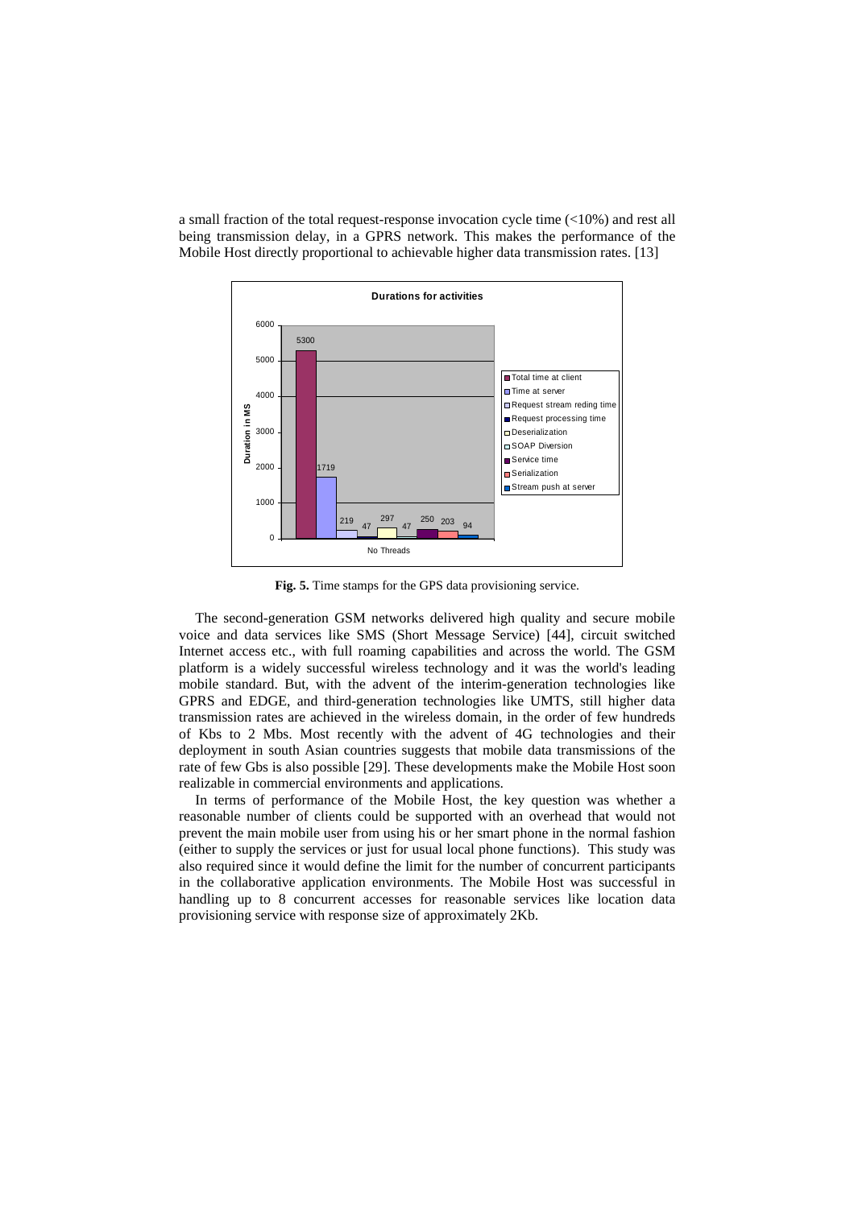a small fraction of the total request-response invocation cycle time (<10%) and rest all being transmission delay, in a GPRS network. This makes the performance of the Mobile Host directly proportional to achievable higher data transmission rates. [13]

**Fig. 5.** Time stamps for the GPS data provisioning service.

The second-generation GSM networks delivered high quality and secure mobile voice and data services like SMS (Short Message Service) [44], circuit switched Internet access etc., with full roaming capabilities and across the world. The GSM platform is a widely successful wireless technology and it was the world's leading mobile standard. But, with the advent of the interim-generation technologies like GPRS and EDGE, and third-generation technologies like UMTS, still higher data transmission rates are achieved in the wireless domain, in the order of few hundreds of Kbs to 2 Mbs. Most recently with the advent of 4G technologies and their deployment in south Asian countries suggests that mobile data transmissions of the rate of few Gbs is also possible [29]. These developments make the Mobile Host soon realizable in commercial environments and applications.

In terms of performance of the Mobile Host, the key question was whether a reasonable number of clients could be supported with an overhead that would not prevent the main mobile user from using his or her smart phone in the normal fashion (either to supply the services or just for usual local phone functions). This study was also required since it would define the limit for the number of concurrent participants in the collaborative application environments. The Mobile Host was successful in handling up to 8 concurrent accesses for reasonable services like location data provisioning service with response size of approximately 2Kb.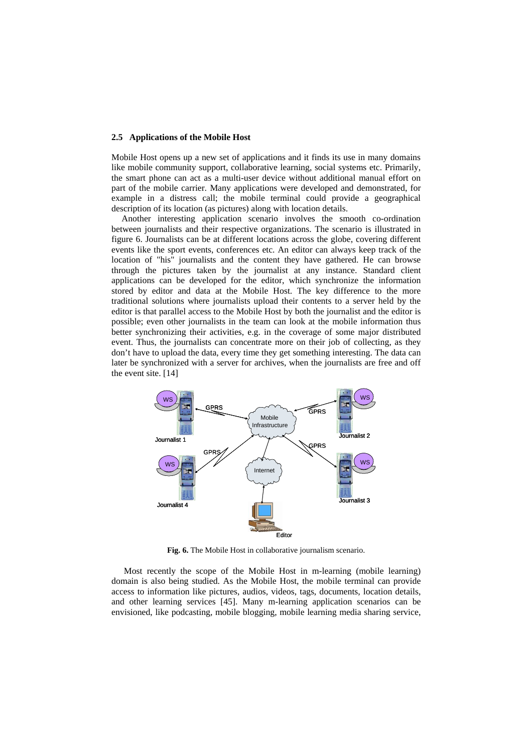### 2.5 Applications of the Mobile Host

Mobile Host opens up a new set of applications and it finds its use in many domains like mobile community support, collaborative learning, social systems etc. Primarily, the smart phone can act as a multi-user device without additional manual effort on part of the mobile carrier. Many applications were developed and demonstrated, for example in a distress call; the mobile terminal could provide a geographical description of its location (as pictures) along with location details.

Another interesting application scenario involves the smooth co-ordination between journalists and their respective organizations. The scenario is illustrated in figure 6. Journalists can be at different locations across the globe, covering different events like the sport events, conferences etc. An editor can always keep track of the location of "his" journalists and the content they have gathered. He can browse through the pictures taken by the journalist at any instance. Standard client applications can be developed for the editor, which synchronize the information stored by editor and data at the Mobile Host. The key difference to the more traditional solutions where journalists upload their contents to a server held by the editor is that parallel access to the Mobile Host by both the journalist and the editor is possible; even other journalists in the team can look at the mobile information thus better synchronizing their activities, e.g. in the coverage of some major distributed event. Thus, the journalists can concentrate more on their job of collecting, as they don't have to upload the data, every time they get something interesting. The data can later be synchronized with a server for archives, when the journalists are free and off the event site. [14]

**Fig. 6.** The Mobile Host in collaborative journalism scenario.

Most recently the scope of the Mobile Host in m-learning (mobile learning) domain is also being studied. As the Mobile Host, the mobile terminal can provide access to information like pictures, audios, videos, tags, documents, location details, and other learning services [45]. Many m-learning application scenarios can be envisioned, like podcasting, mobile blogging, mobile learning media sharing service,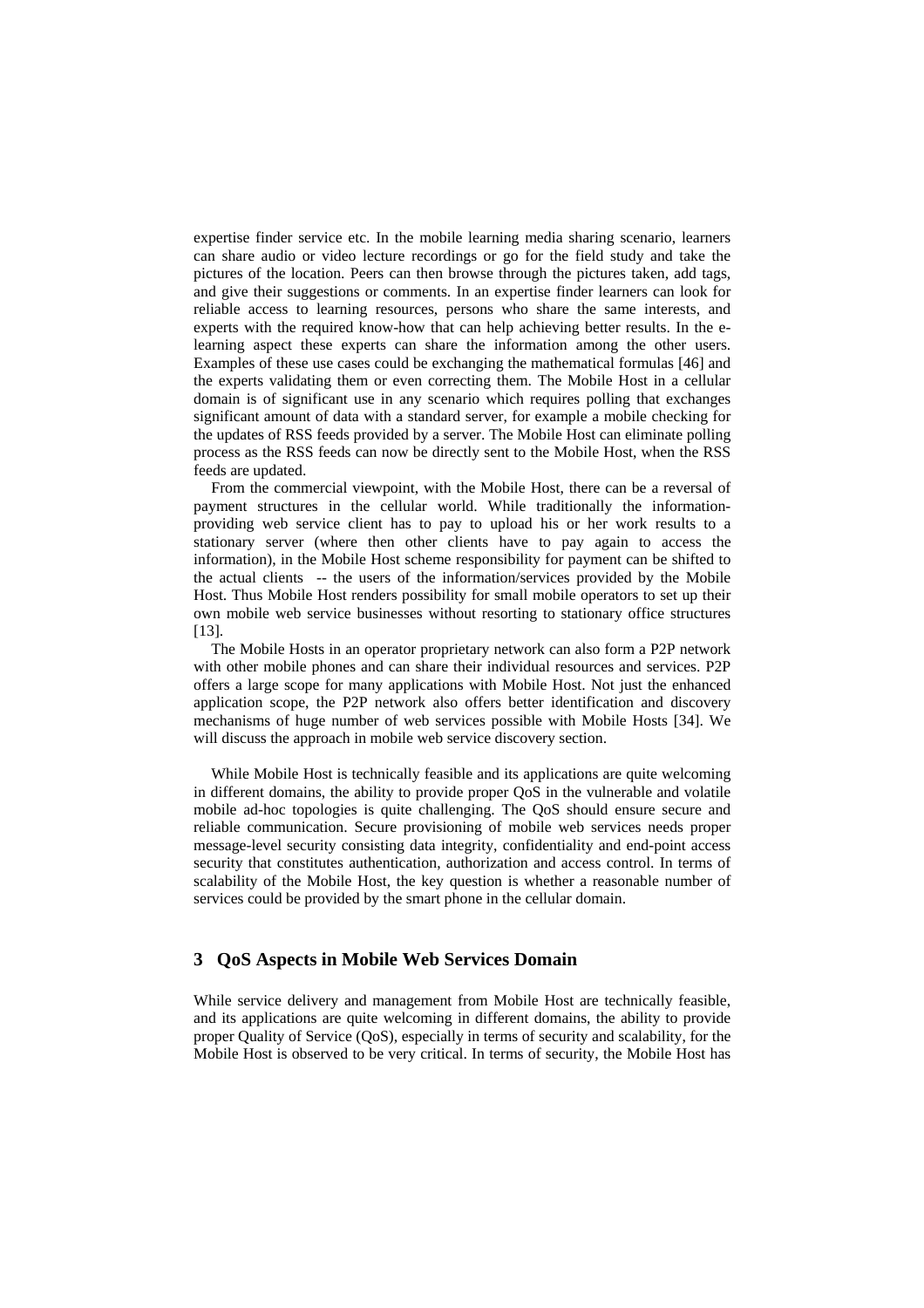expertise finder service etc. In the mobile learning media sharing scenario, learners can share audio or video lecture recordings or go for the field study and take the pictures of the location. Peers can then browse through the pictures taken, add tags, and give their suggestions or comments. In an expertise finder learners can look for reliable access to learning resources, persons who share the same interests, and experts with the required know-how that can help achieving better results. In the e-learning aspect these experts can share the information among the other users. Examples of these use cases could be exchanging the mathematical formulas [46] and the experts validating them or even correcting them. The Mobile Host in a cellular domain is of significant use in any scenario which requires polling that exchanges significant amount of data with a standard server, for example a mobile checking for the updates of RSS feeds provided by a server. The Mobile Host can eliminate polling process as the RSS feeds can now be directly sent to the Mobile Host, when the RSS feeds are updated.

From the commercial viewpoint, with the Mobile Host, there can be a reversal of payment structures in the cellular world. While traditionally the information-providing web service client has to pay to upload his or her work results to a stationary server (where then other clients have to pay again to access the information), in the Mobile Host scheme responsibility for payment can be shifted to the actual clients -- the users of the information/services provided by the Mobile Host. Thus Mobile Host renders possibility for small mobile operators to set up their own mobile web service businesses without resorting to stationary office structures [13].

The Mobile Hosts in an operator proprietary network can also form a P2P network with other mobile phones and can share their individual resources and services. P2P offers a large scope for many applications with Mobile Host. Not just the enhanced application scope, the P2P network also offers better identification and discovery mechanisms of huge number of web services possible with Mobile Hosts [34]. We will discuss the approach in mobile web service discovery section.

While Mobile Host is technically feasible and its applications are quite welcoming in different domains, the ability to provide proper QoS in the vulnerable and volatile mobile ad-hoc topologies is quite challenging. The QoS should ensure secure and reliable communication. Secure provisioning of mobile web services needs proper message-level security consisting data integrity, confidentiality and end-point access security that constitutes authentication, authorization and access control. In terms of scalability of the Mobile Host, the key question is whether a reasonable number of services could be provided by the smart phone in the cellular domain.

## 3 QoS Aspects in Mobile Web Services Domain

While service delivery and management from Mobile Host are technically feasible, and its applications are quite welcoming in different domains, the ability to provide proper Quality of Service (QoS), especially in terms of security and scalability, for the Mobile Host is observed to be very critical. In terms of security, the Mobile Host has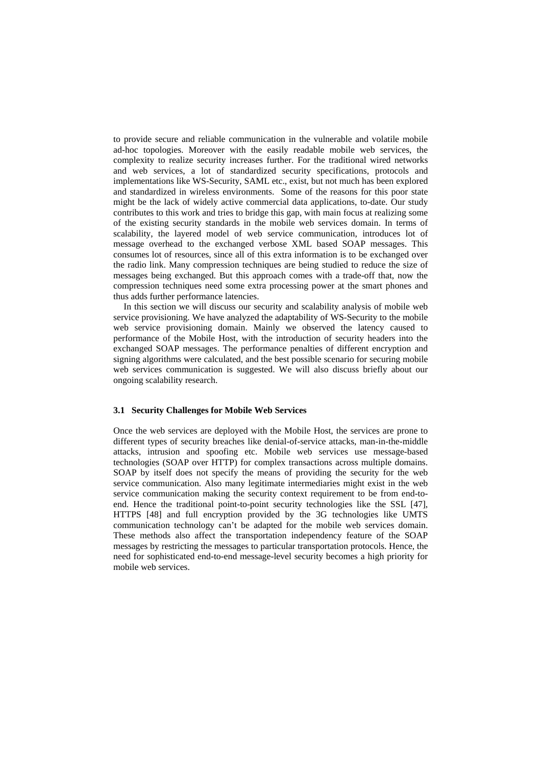to provide secure and reliable communication in the vulnerable and volatile mobile ad-hoc topologies. Moreover with the easily readable mobile web services, the complexity to realize security increases further. For the traditional wired networks and web services, a lot of standardized security specifications, protocols and implementations like WS-Security, SAML etc., exist, but not much has been explored and standardized in wireless environments. Some of the reasons for this poor state might be the lack of widely active commercial data applications, to-date. Our study contributes to this work and tries to bridge this gap, with main focus at realizing some of the existing security standards in the mobile web services domain. In terms of scalability, the layered model of web service communication, introduces lot of message overhead to the exchanged verbose XML based SOAP messages. This consumes lot of resources, since all of this extra information is to be exchanged over the radio link. Many compression techniques are being studied to reduce the size of messages being exchanged. But this approach comes with a trade-off that, now the compression techniques need some extra processing power at the smart phones and thus adds further performance latencies.

In this section we will discuss our security and scalability analysis of mobile web service provisioning. We have analyzed the adaptability of WS-Security to the mobile web service provisioning domain. Mainly we observed the latency caused to performance of the Mobile Host, with the introduction of security headers into the exchanged SOAP messages. The performance penalties of different encryption and signing algorithms were calculated, and the best possible scenario for securing mobile web services communication is suggested. We will also discuss briefly about our ongoing scalability research.

### 3.1 Security Challenges for Mobile Web Services

Once the web services are deployed with the Mobile Host, the services are prone to different types of security breaches like denial-of-service attacks, man-in-the-middle attacks, intrusion and spoofing etc. Mobile web services use message-based technologies (SOAP over HTTP) for complex transactions across multiple domains. SOAP by itself does not specify the means of providing the security for the web service communication. Also many legitimate intermediaries might exist in the web service communication making the security context requirement to be from end-to-end. Hence the traditional point-to-point security technologies like the SSL [47], HTTPS [48] and full encryption provided by the 3G technologies like UMTS communication technology can't be adapted for the mobile web services domain. These methods also affect the transportation independency feature of the SOAP messages by restricting the messages to particular transportation protocols. Hence, the need for sophisticated end-to-end message-level security becomes a high priority for mobile web services.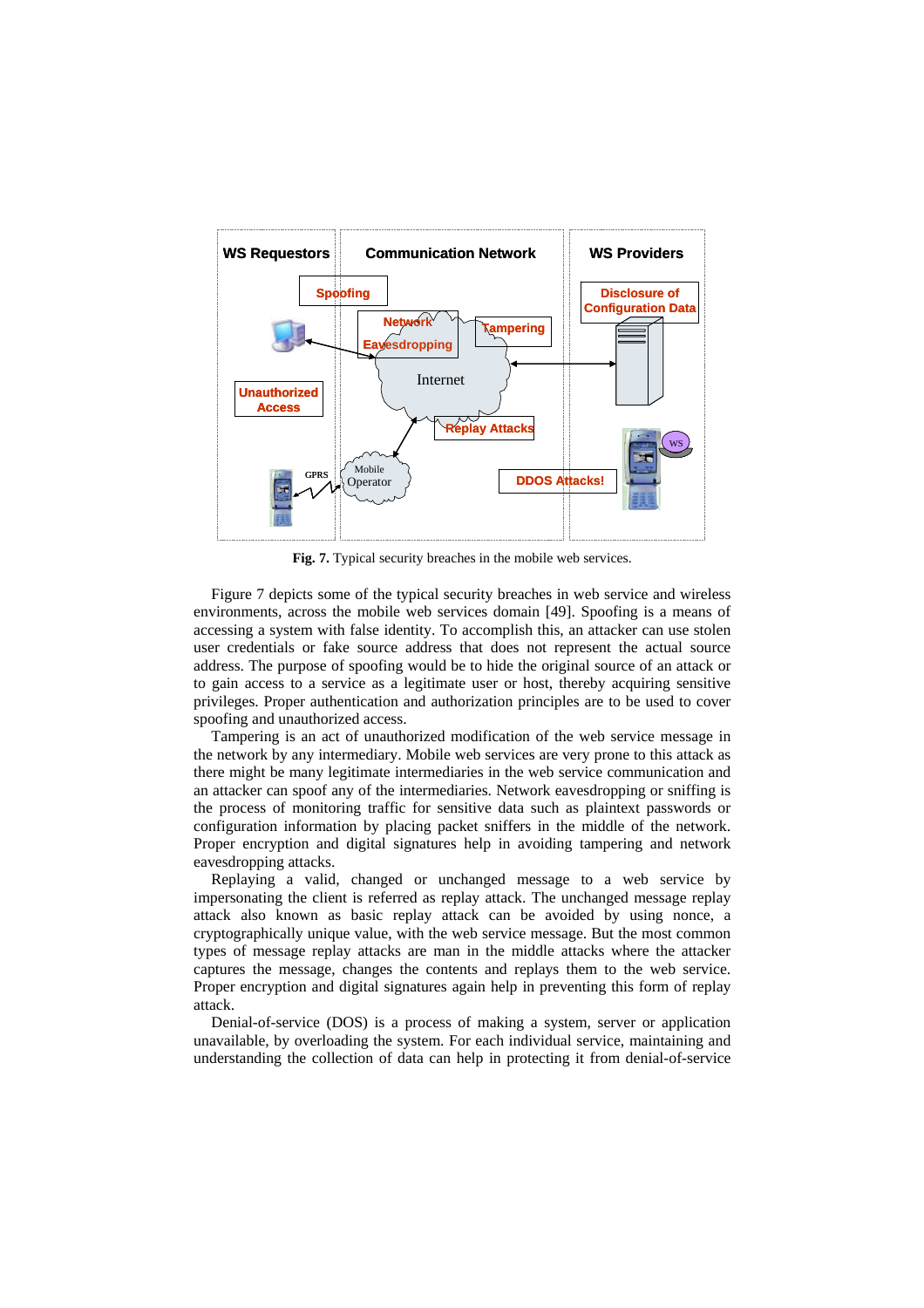**Fig. 7.** Typical security breaches in the mobile web services.

Figure 7 depicts some of the typical security breaches in web service and wireless environments, across the mobile web services domain [49]. Spoofing is a means of accessing a system with false identity. To accomplish this, an attacker can use stolen user credentials or fake source address that does not represent the actual source address. The purpose of spoofing would be to hide the original source of an attack or to gain access to a service as a legitimate user or host, thereby acquiring sensitive privileges. Proper authentication and authorization principles are to be used to cover spoofing and unauthorized access.

Tampering is an act of unauthorized modification of the web service message in the network by any intermediary. Mobile web services are very prone to this attack as there might be many legitimate intermediaries in the web service communication and an attacker can spoof any of the intermediaries. Network eavesdropping or sniffing is the process of monitoring traffic for sensitive data such as plaintext passwords or configuration information by placing packet sniffers in the middle of the network. Proper encryption and digital signatures help in avoiding tampering and network eavesdropping attacks.

Replaying a valid, changed or unchanged message to a web service by impersonating the client is referred as replay attack. The unchanged message replay attack also known as basic replay attack can be avoided by using nonce, a cryptographically unique value, with the web service message. But the most common types of message replay attacks are man in the middle attacks where the attacker captures the message, changes the contents and replays them to the web service. Proper encryption and digital signatures again help in preventing this form of replay attack.

Denial-of-service (DOS) is a process of making a system, server or application unavailable, by overloading the system. For each individual service, maintaining and understanding the collection of data can help in protecting it from denial-of-service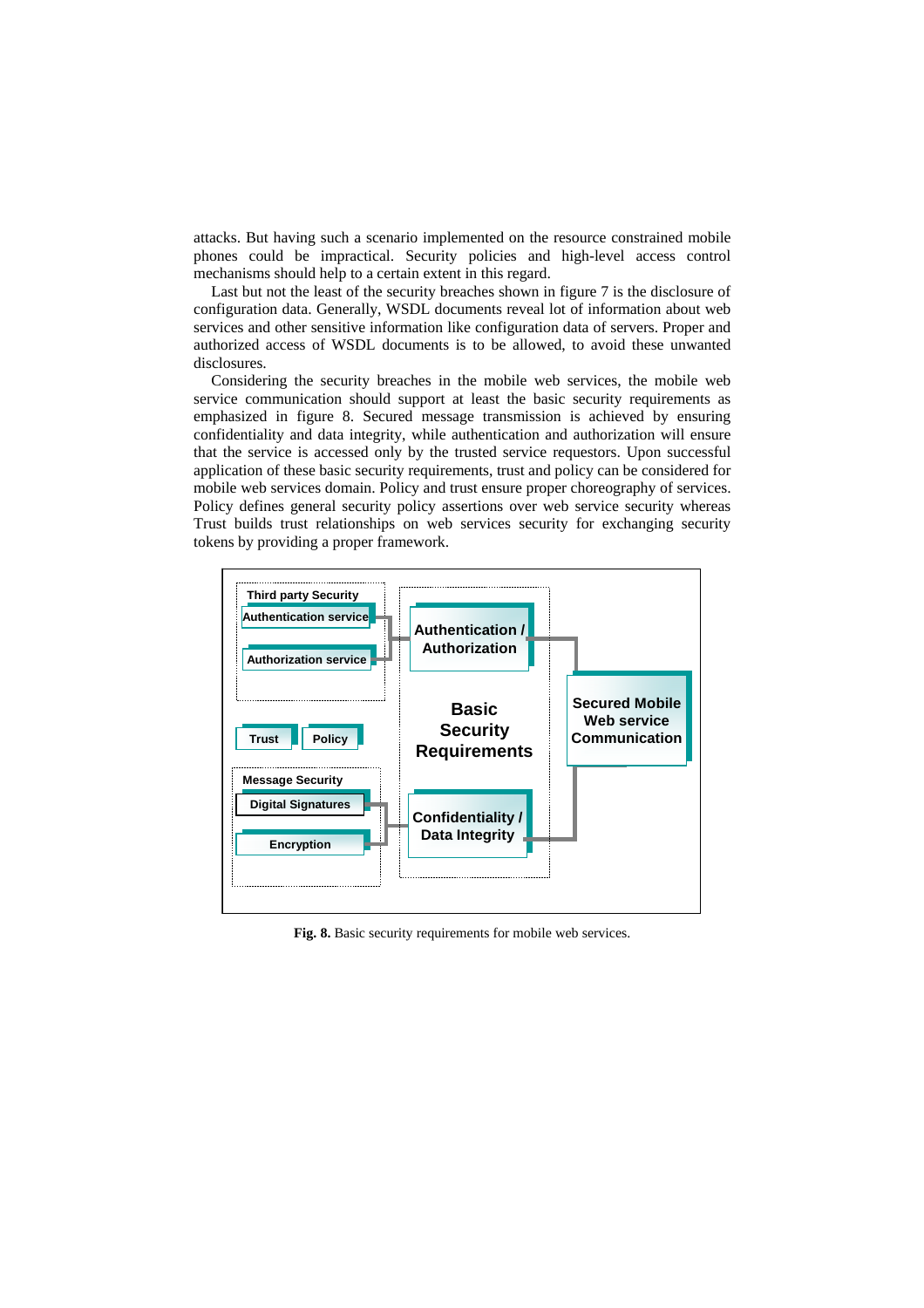attacks. But having such a scenario implemented on the resource constrained mobile phones could be impractical. Security policies and high-level access control mechanisms should help to a certain extent in this regard.

Last but not the least of the security breaches shown in figure 7 is the disclosure of configuration data. Generally, WSDL documents reveal lot of information about web services and other sensitive information like configuration data of servers. Proper and authorized access of WSDL documents is to be allowed, to avoid these unwanted disclosures.

Considering the security breaches in the mobile web services, the mobile web service communication should support at least the basic security requirements as emphasized in figure 8. Secured message transmission is achieved by ensuring confidentiality and data integrity, while authentication and authorization will ensure that the service is accessed only by the trusted service requestors. Upon successful application of these basic security requirements, trust and policy can be considered for mobile web services domain. Policy and trust ensure proper choreography of services. Policy defines general security policy assertions over web service security whereas Trust builds trust relationships on web services security for exchanging security tokens by providing a proper framework.

**Fig. 8.** Basic security requirements for mobile web services.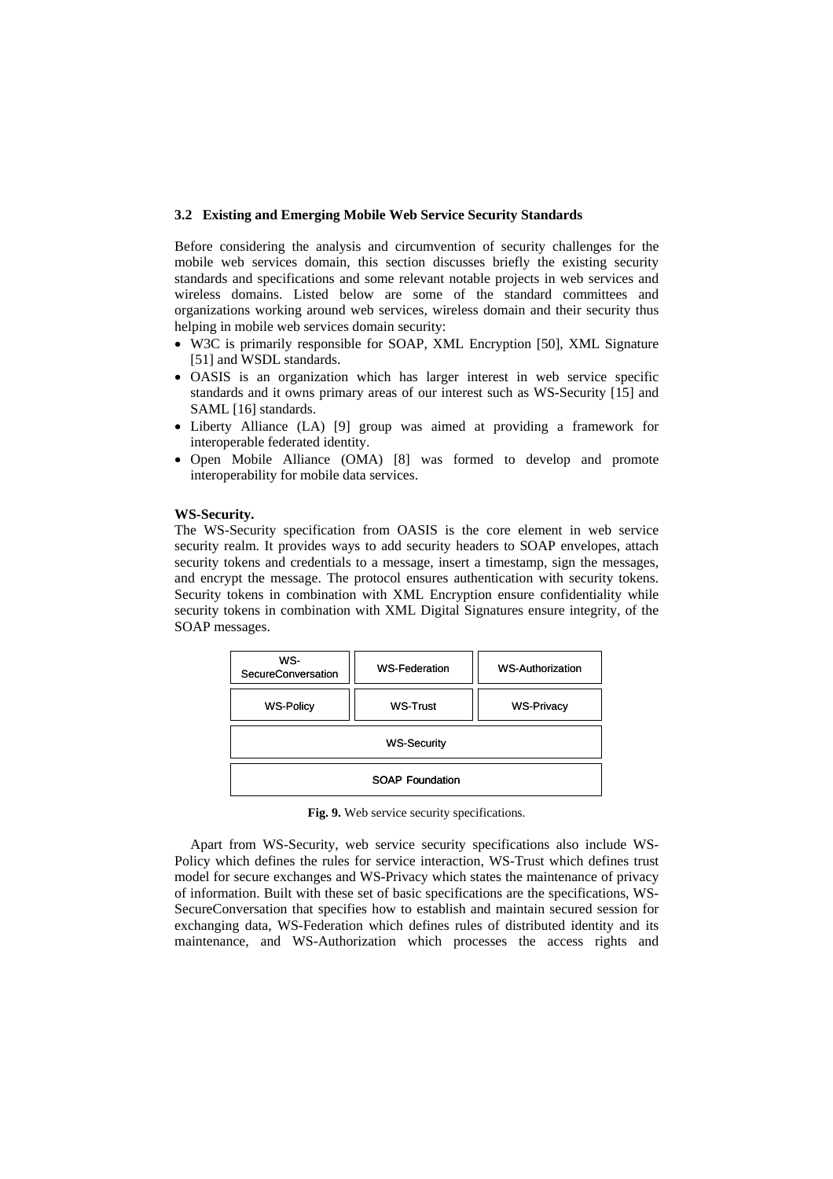### 3.2 Existing and Emerging Mobile Web Service Security Standards

Before considering the analysis and circumvention of security challenges for the mobile web services domain, this section discusses briefly the existing security standards and specifications and some relevant notable projects in web services and wireless domains. Listed below are some of the standard committees and organizations working around web services, wireless domain and their security thus helping in mobile web services domain security:

- W3C is primarily responsible for SOAP, XML Encryption [50], XML Signature [51] and WSDL standards.
- OASIS is an organization which has larger interest in web service specific standards and it owns primary areas of our interest such as WS-Security [15] and SAML [16] standards.
- Liberty Alliance (LA) [9] group was aimed at providing a framework for interoperable federated identity.
- Open Mobile Alliance (OMA) [8] was formed to develop and promote interoperability for mobile data services.

**WS-Security.**
The WS-Security specification from OASIS is the core element in web service security realm. It provides ways to add security headers to SOAP envelopes, attach security tokens and credentials to a message, insert a timestamp, sign the messages, and encrypt the message. The protocol ensures authentication with security tokens. Security tokens in combination with XML Encryption ensure confidentiality while security tokens in combination with XML Digital Signatures ensure integrity, of the SOAP messages.

| WS-SecureConversation | WS-Federation | WS-Authorization |
|---|---|---|
| WS-Policy | WS-Trust | WS-Privacy |
| WS-Security | | |
| SOAP Foundation | | |

**Fig. 9.** Web service security specifications.

Apart from WS-Security, web service security specifications also include WS-Policy which defines the rules for service interaction, WS-Trust which defines trust model for secure exchanges and WS-Privacy which states the maintenance of privacy of information. Built with these set of basic specifications are the specifications, WS-SecureConversation that specifies how to establish and maintain secured session for exchanging data, WS-Federation which defines rules of distributed identity and its maintenance, and WS-Authorization which processes the access rights and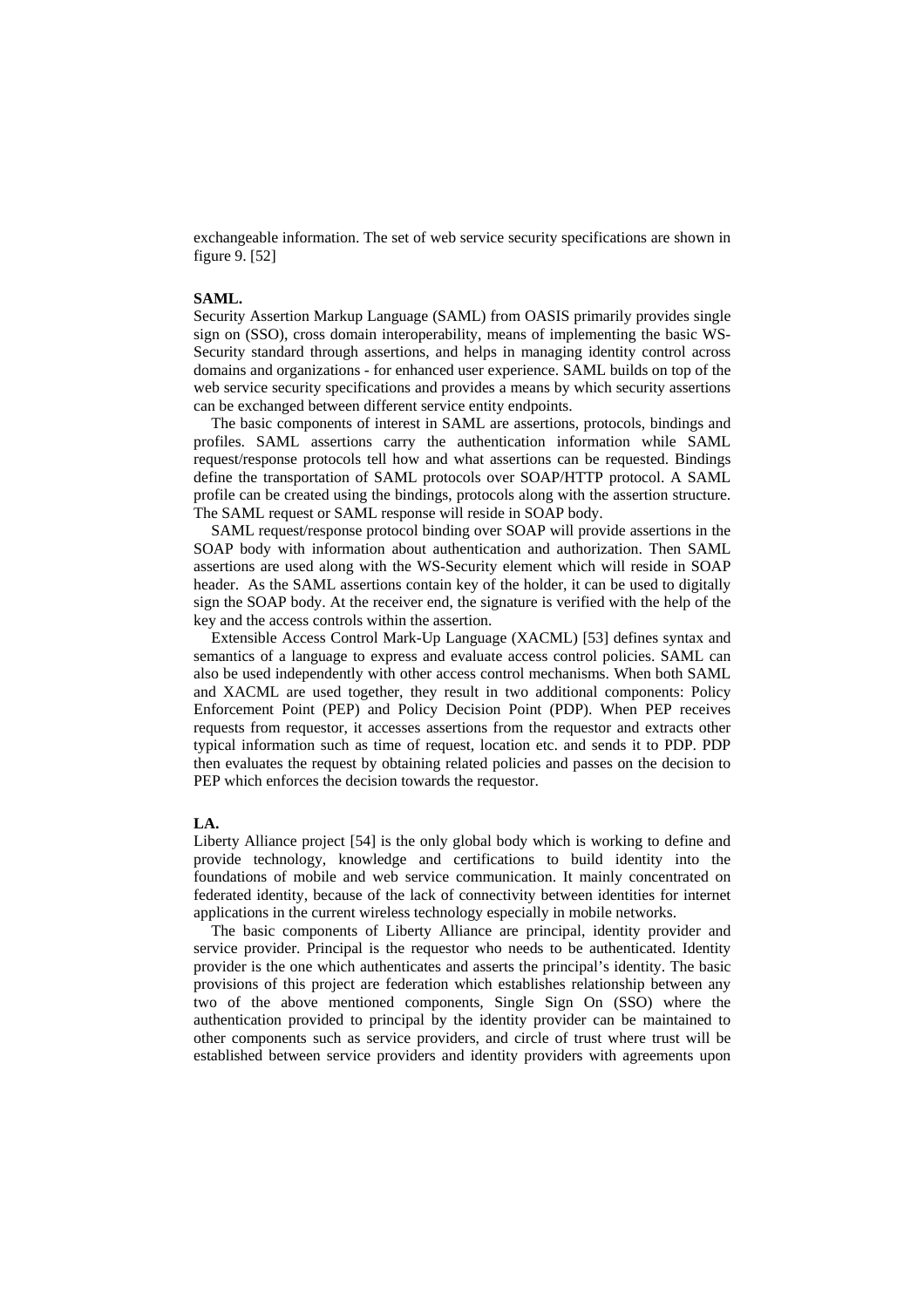exchangeable information. The set of web service security specifications are shown in figure 9. [52]

**SAML.**

Security Assertion Markup Language (SAML) from OASIS primarily provides single sign on (SSO), cross domain interoperability, means of implementing the basic WS-Security standard through assertions, and helps in managing identity control across domains and organizations - for enhanced user experience. SAML builds on top of the web service security specifications and provides a means by which security assertions can be exchanged between different service entity endpoints.

The basic components of interest in SAML are assertions, protocols, bindings and profiles. SAML assertions carry the authentication information while SAML request/response protocols tell how and what assertions can be requested. Bindings define the transportation of SAML protocols over SOAP/HTTP protocol. A SAML profile can be created using the bindings, protocols along with the assertion structure. The SAML request or SAML response will reside in SOAP body.

SAML request/response protocol binding over SOAP will provide assertions in the SOAP body with information about authentication and authorization. Then SAML assertions are used along with the WS-Security element which will reside in SOAP header. As the SAML assertions contain key of the holder, it can be used to digitally sign the SOAP body. At the receiver end, the signature is verified with the help of the key and the access controls within the assertion.

Extensible Access Control Mark-Up Language (XACML) [53] defines syntax and semantics of a language to express and evaluate access control policies. SAML can also be used independently with other access control mechanisms. When both SAML and XACML are used together, they result in two additional components: Policy Enforcement Point (PEP) and Policy Decision Point (PDP). When PEP receives requests from requestor, it accesses assertions from the requestor and extracts other typical information such as time of request, location etc. and sends it to PDP. PDP then evaluates the request by obtaining related policies and passes on the decision to PEP which enforces the decision towards the requestor.

**LA.**

Liberty Alliance project [54] is the only global body which is working to define and provide technology, knowledge and certifications to build identity into the foundations of mobile and web service communication. It mainly concentrated on federated identity, because of the lack of connectivity between identities for internet applications in the current wireless technology especially in mobile networks.

The basic components of Liberty Alliance are principal, identity provider and service provider. Principal is the requestor who needs to be authenticated. Identity provider is the one which authenticates and asserts the principal's identity. The basic provisions of this project are federation which establishes relationship between any two of the above mentioned components, Single Sign On (SSO) where the authentication provided to principal by the identity provider can be maintained to other components such as service providers, and circle of trust where trust will be established between service providers and identity providers with agreements upon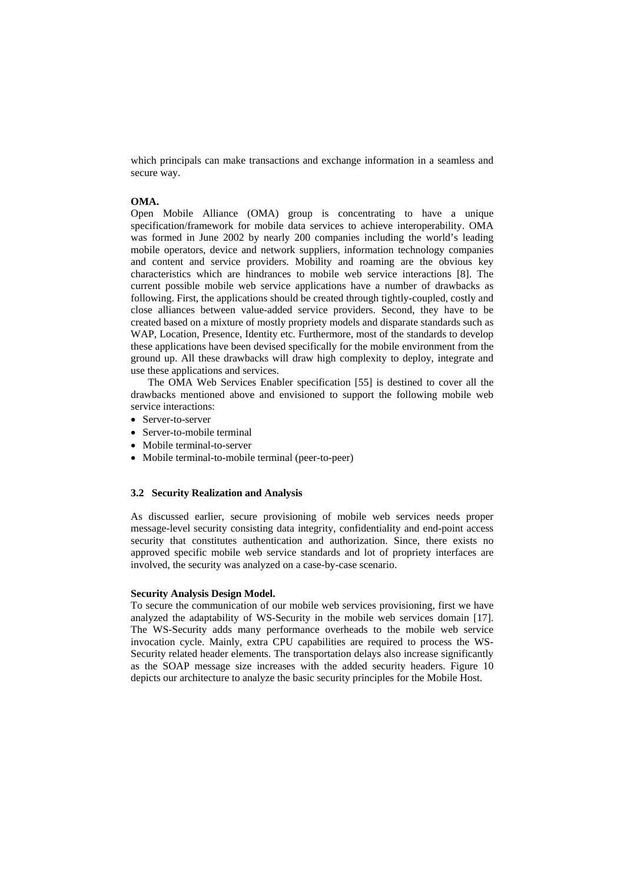which principals can make transactions and exchange information in a seamless and secure way.

**OMA.**
Open Mobile Alliance (OMA) group is concentrating to have a unique specification/framework for mobile data services to achieve interoperability. OMA was formed in June 2002 by nearly 200 companies including the world's leading mobile operators, device and network suppliers, information technology companies and content and service providers. Mobility and roaming are the obvious key characteristics which are hindrances to mobile web service interactions [8]. The current possible mobile web service applications have a number of drawbacks as following. First, the applications should be created through tightly-coupled, costly and close alliances between value-added service providers. Second, they have to be created based on a mixture of mostly propriety models and disparate standards such as WAP, Location, Presence, Identity etc. Furthermore, most of the standards to develop these applications have been devised specifically for the mobile environment from the ground up. All these drawbacks will draw high complexity to deploy, integrate and use these applications and services.

The OMA Web Services Enabler specification [55] is destined to cover all the drawbacks mentioned above and envisioned to support the following mobile web service interactions:

- Server-to-server
- Server-to-mobile terminal
- Mobile terminal-to-server
- Mobile terminal-to-mobile terminal (peer-to-peer)

### 3.2 Security Realization and Analysis

As discussed earlier, secure provisioning of mobile web services needs proper message-level security consisting data integrity, confidentiality and end-point access security that constitutes authentication and authorization. Since, there exists no approved specific mobile web service standards and lot of propriety interfaces are involved, the security was analyzed on a case-by-case scenario.

**Security Analysis Design Model.**
To secure the communication of our mobile web services provisioning, first we have analyzed the adaptability of WS-Security in the mobile web services domain [17]. The WS-Security adds many performance overheads to the mobile web service invocation cycle. Mainly, extra CPU capabilities are required to process the WS-Security related header elements. The transportation delays also increase significantly as the SOAP message size increases with the added security headers. Figure 10 depicts our architecture to analyze the basic security principles for the Mobile Host.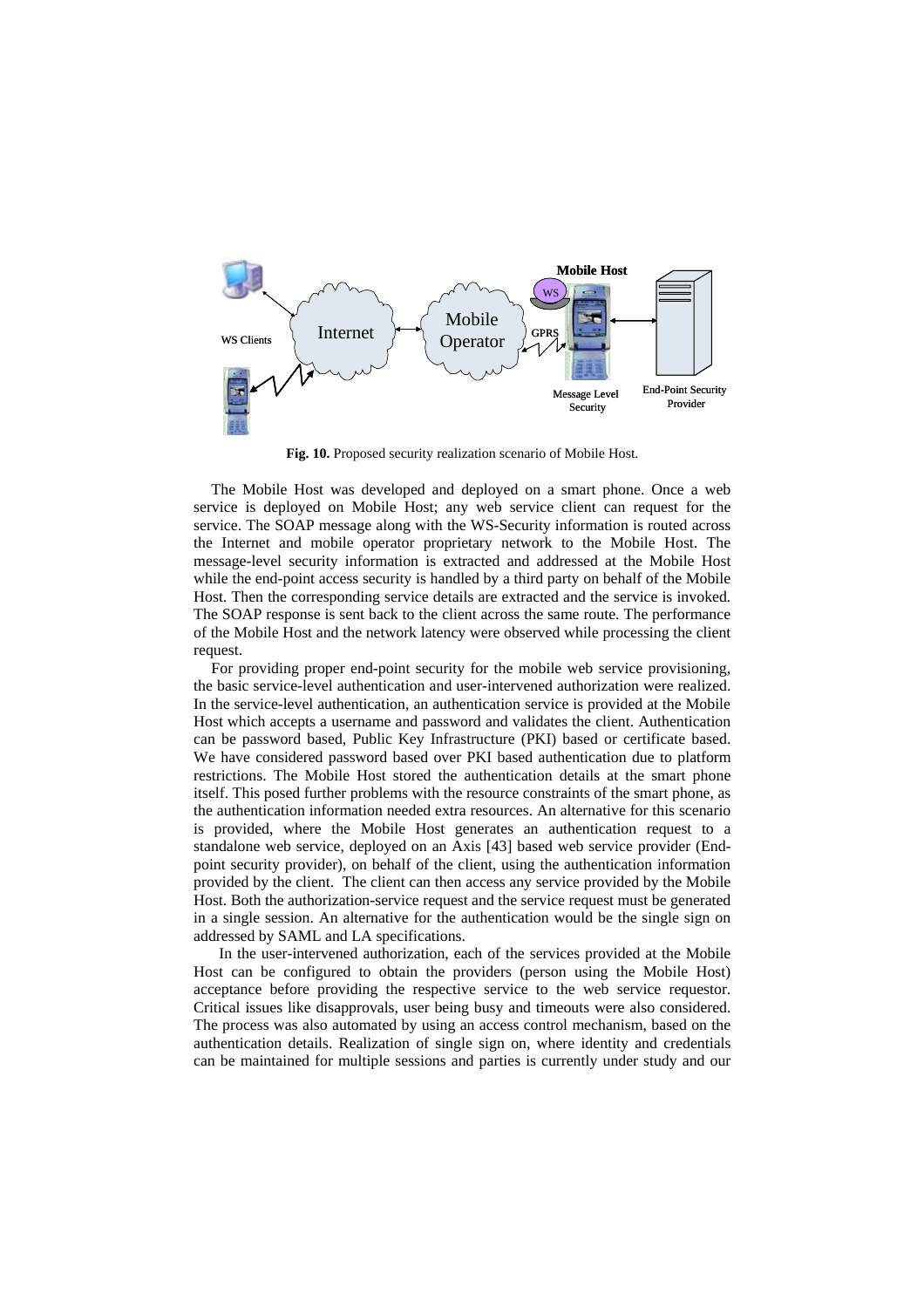**Fig. 10.** Proposed security realization scenario of Mobile Host.

The Mobile Host was developed and deployed on a smart phone. Once a web service is deployed on Mobile Host; any web service client can request for the service. The SOAP message along with the WS-Security information is routed across the Internet and mobile operator proprietary network to the Mobile Host. The message-level security information is extracted and addressed at the Mobile Host while the end-point access security is handled by a third party on behalf of the Mobile Host. Then the corresponding service details are extracted and the service is invoked. The SOAP response is sent back to the client across the same route. The performance of the Mobile Host and the network latency were observed while processing the client request.

For providing proper end-point security for the mobile web service provisioning, the basic service-level authentication and user-intervened authorization were realized. In the service-level authentication, an authentication service is provided at the Mobile Host which accepts a username and password and validates the client. Authentication can be password based, Public Key Infrastructure (PKI) based or certificate based. We have considered password based over PKI based authentication due to platform restrictions. The Mobile Host stored the authentication details at the smart phone itself. This posed further problems with the resource constraints of the smart phone, as the authentication information needed extra resources. An alternative for this scenario is provided, where the Mobile Host generates an authentication request to a standalone web service, deployed on an Axis [43] based web service provider (End-point security provider), on behalf of the client, using the authentication information provided by the client. The client can then access any service provided by the Mobile Host. Both the authorization-service request and the service request must be generated in a single session. An alternative for the authentication would be the single sign on addressed by SAML and LA specifications.

In the user-intervened authorization, each of the services provided at the Mobile Host can be configured to obtain the providers (person using the Mobile Host) acceptance before providing the respective service to the web service requestor. Critical issues like disapprovals, user being busy and timeouts were also considered. The process was also automated by using an access control mechanism, based on the authentication details. Realization of single sign on, where identity and credentials can be maintained for multiple sessions and parties is currently under study and our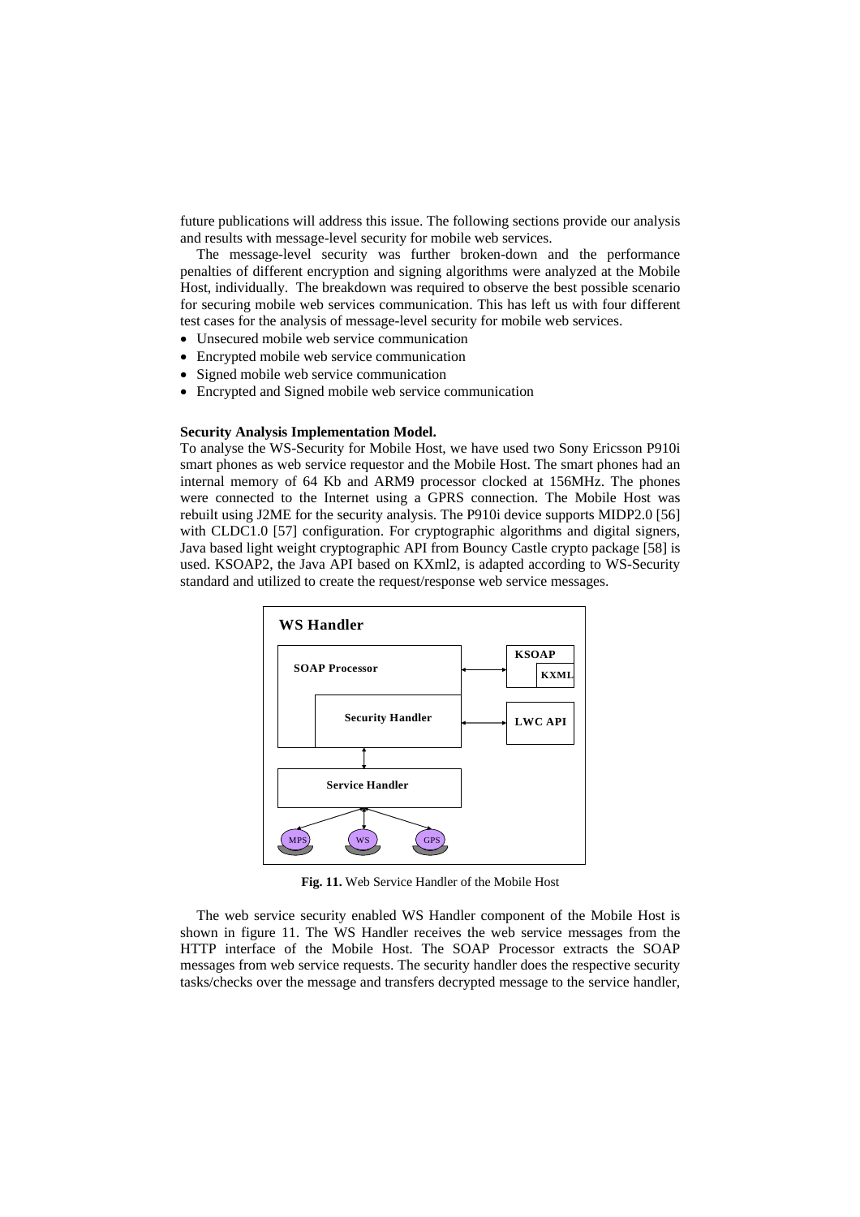future publications will address this issue. The following sections provide our analysis and results with message-level security for mobile web services.

The message-level security was further broken-down and the performance penalties of different encryption and signing algorithms were analyzed at the Mobile Host, individually. The breakdown was required to observe the best possible scenario for securing mobile web services communication. This has left us with four different test cases for the analysis of message-level security for mobile web services.

- Unsecured mobile web service communication
- Encrypted mobile web service communication
- Signed mobile web service communication
- Encrypted and Signed mobile web service communication

**Security Analysis Implementation Model.**
To analyse the WS-Security for Mobile Host, we have used two Sony Ericsson P910i smart phones as web service requestor and the Mobile Host. The smart phones had an internal memory of 64 Kb and ARM9 processor clocked at 156MHz. The phones were connected to the Internet using a GPRS connection. The Mobile Host was rebuilt using J2ME for the security analysis. The P910i device supports MIDP2.0 [56] with CLDC1.0 [57] configuration. For cryptographic algorithms and digital signers, Java based light weight cryptographic API from Bouncy Castle crypto package [58] is used. KSOAP2, the Java API based on KXml2, is adapted according to WS-Security standard and utilized to create the request/response web service messages.

**Fig. 11.** Web Service Handler of the Mobile Host

The web service security enabled WS Handler component of the Mobile Host is shown in figure 11. The WS Handler receives the web service messages from the HTTP interface of the Mobile Host. The SOAP Processor extracts the SOAP messages from web service requests. The security handler does the respective security tasks/checks over the message and transfers decrypted message to the service handler,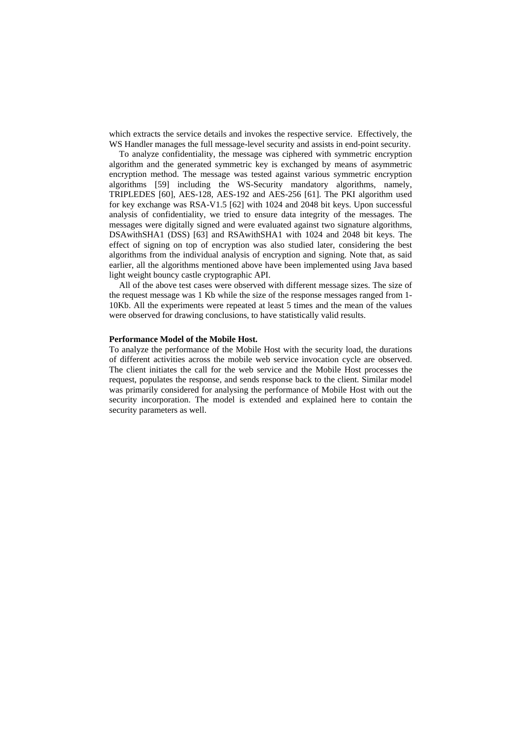which extracts the service details and invokes the respective service. Effectively, the WS Handler manages the full message-level security and assists in end-point security.

To analyze confidentiality, the message was ciphered with symmetric encryption algorithm and the generated symmetric key is exchanged by means of asymmetric encryption method. The message was tested against various symmetric encryption algorithms [59] including the WS-Security mandatory algorithms, namely, TRIPLEDES [60], AES-128, AES-192 and AES-256 [61]. The PKI algorithm used for key exchange was RSA-V1.5 [62] with 1024 and 2048 bit keys. Upon successful analysis of confidentiality, we tried to ensure data integrity of the messages. The messages were digitally signed and were evaluated against two signature algorithms, DSAwithSHA1 (DSS) [63] and RSAwithSHA1 with 1024 and 2048 bit keys. The effect of signing on top of encryption was also studied later, considering the best algorithms from the individual analysis of encryption and signing. Note that, as said earlier, all the algorithms mentioned above have been implemented using Java based light weight bouncy castle cryptographic API.

All of the above test cases were observed with different message sizes. The size of the request message was 1 Kb while the size of the response messages ranged from 1-10Kb. All the experiments were repeated at least 5 times and the mean of the values were observed for drawing conclusions, to have statistically valid results.

**Performance Model of the Mobile Host.**

To analyze the performance of the Mobile Host with the security load, the durations of different activities across the mobile web service invocation cycle are observed. The client initiates the call for the web service and the Mobile Host processes the request, populates the response, and sends response back to the client. Similar model was primarily considered for analysing the performance of Mobile Host with out the security incorporation. The model is extended and explained here to contain the security parameters as well.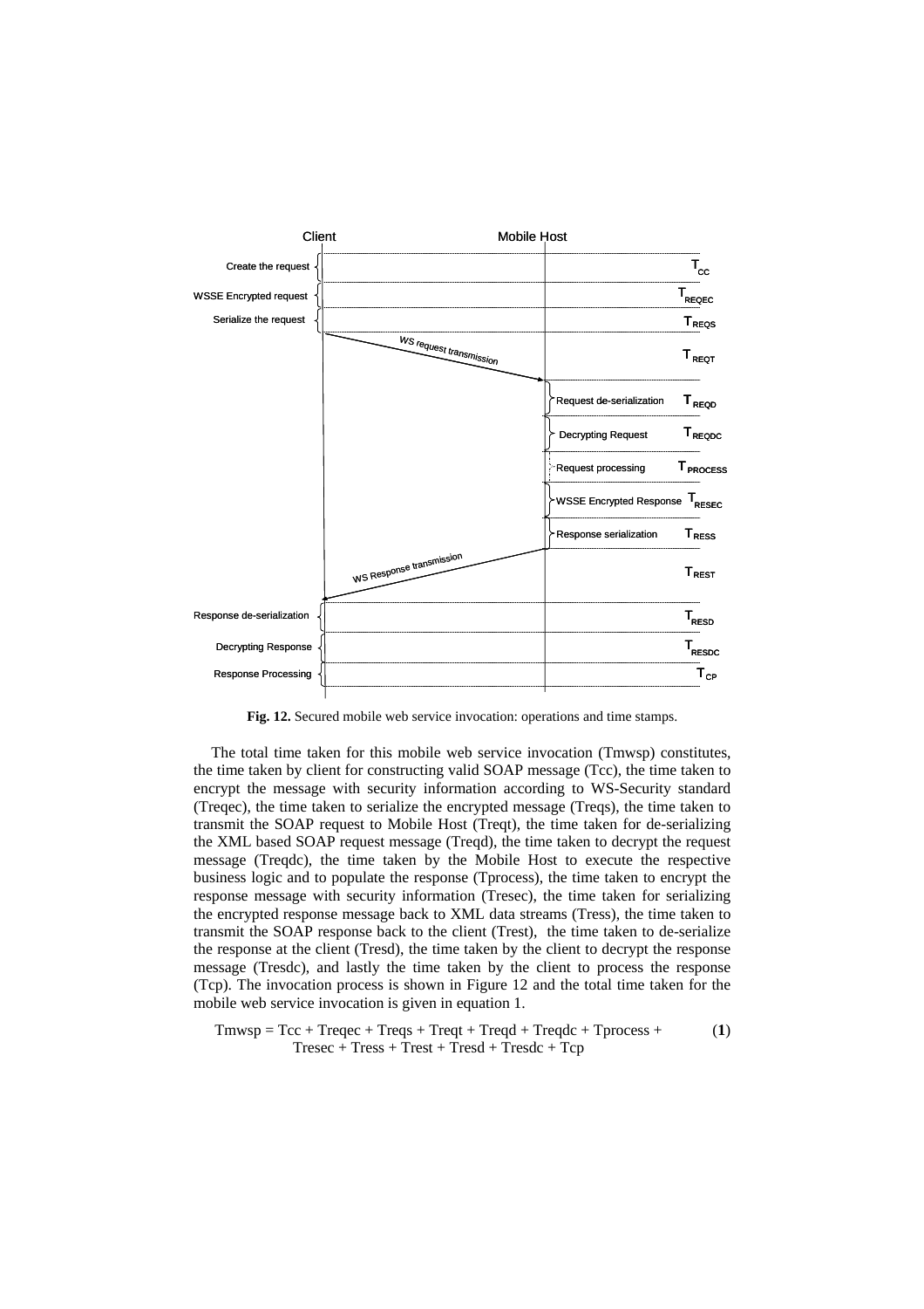Client Mobile Host

| Operation | Side | Time stamp |
|---|---|---|
| Create the request | Client | $T_{CC}$ |
| WSSE Encrypted request | Client | $T_{REQEC}$ |
| Serialize the request | Client | $T_{REQS}$ |
| WS request transmission | Client → Mobile Host | $T_{REQT}$ |
| Request de-serialization | Mobile Host | $T_{REQD}$ |
| Decrypting Request | Mobile Host | $T_{REQDC}$ |
| Request processing | Mobile Host | $T_{PROCESS}$ |
| WSSE Encrypted Response | Mobile Host | $T_{RESEC}$ |
| Response serialization | Mobile Host | $T_{RESS}$ |
| WS Response transmission | Mobile Host → Client | $T_{REST}$ |
| Response de-serialization | Client | $T_{RESD}$ |
| Decrypting Response | Client | $T_{RESDC}$ |
| Response Processing | Client | $T_{CP}$ |

**Fig. 12.** Secured mobile web service invocation: operations and time stamps.

The total time taken for this mobile web service invocation (Tmwsp) constitutes, the time taken by client for constructing valid SOAP message (Tcc), the time taken to encrypt the message with security information according to WS-Security standard (Treqec), the time taken to serialize the encrypted message (Treqs), the time taken to transmit the SOAP request to Mobile Host (Treqt), the time taken for de-serializing the XML based SOAP request message (Treqd), the time taken to decrypt the request message (Treqdc), the time taken by the Mobile Host to execute the respective business logic and to populate the response (Tprocess), the time taken to encrypt the response message with security information (Tresec), the time taken for serializing the encrypted response message back to XML data streams (Tress), the time taken to transmit the SOAP response back to the client (Trest), the time taken to de-serialize the response at the client (Tresd), the time taken by the client to decrypt the response message (Tresdc), and lastly the time taken by the client to process the response (Tcp). The invocation process is shown in Figure 12 and the total time taken for the mobile web service invocation is given in equation 1.

$$Tmwsp = Tcc + Treqec + Treqs + Treqt + Treqd + Treqdc + Tprocess + Tresec + Tress + Trest + Tresd + Tresdc + Tcp \quad (1)$$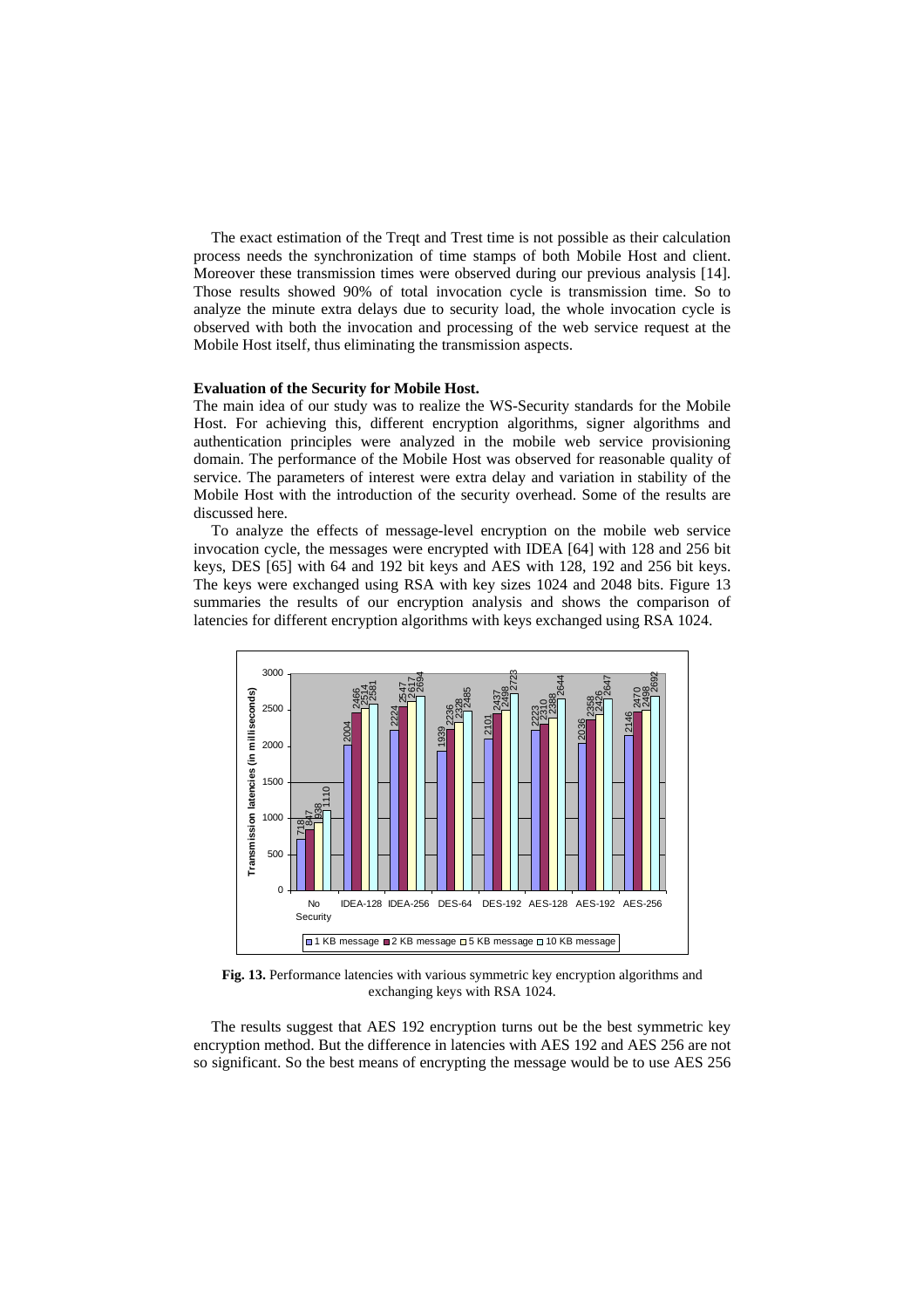The exact estimation of the Treqt and Trest time is not possible as their calculation process needs the synchronization of time stamps of both Mobile Host and client. Moreover these transmission times were observed during our previous analysis [14]. Those results showed 90% of total invocation cycle is transmission time. So to analyze the minute extra delays due to security load, the whole invocation cycle is observed with both the invocation and processing of the web service request at the Mobile Host itself, thus eliminating the transmission aspects.

**Evaluation of the Security for Mobile Host.**

The main idea of our study was to realize the WS-Security standards for the Mobile Host. For achieving this, different encryption algorithms, signer algorithms and authentication principles were analyzed in the mobile web service provisioning domain. The performance of the Mobile Host was observed for reasonable quality of service. The parameters of interest were extra delay and variation in stability of the Mobile Host with the introduction of the security overhead. Some of the results are discussed here.

To analyze the effects of message-level encryption on the mobile web service invocation cycle, the messages were encrypted with IDEA [64] with 128 and 256 bit keys, DES [65] with 64 and 192 bit keys and AES with 128, 192 and 256 bit keys. The keys were exchanged using RSA with key sizes 1024 and 2048 bits. Figure 13 summaries the results of our encryption analysis and shows the comparison of latencies for different encryption algorithms with keys exchanged using RSA 1024.

| Algorithm | 1 KB message | 2 KB message | 5 KB message | 10 KB message |
|---|---|---|---|---|
| No Security | 718 | 847 | 938 | 1110 |
| IDEA-128 | 2004 | 2466 | 2514 | 2581 |
| IDEA-256 | 2224 | 2547 | 2617 | 2694 |
| DES-64 | 1939 | 2236 | 2328 | 2485 |
| DES-192 | 2101 | 2437 | 2498 | 2723 |
| AES-128 | 2223 | 2310 | 2388 | 2644 |
| AES-192 | 2036 | 2358 | 2426 | 2647 |
| AES-256 | 2146 | 2470 | 2498 | 2692 |

**Fig. 13.** Performance latencies with various symmetric key encryption algorithms and exchanging keys with RSA 1024.

The results suggest that AES 192 encryption turns out be the best symmetric key encryption method. But the difference in latencies with AES 192 and AES 256 are not so significant. So the best means of encrypting the message would be to use AES 256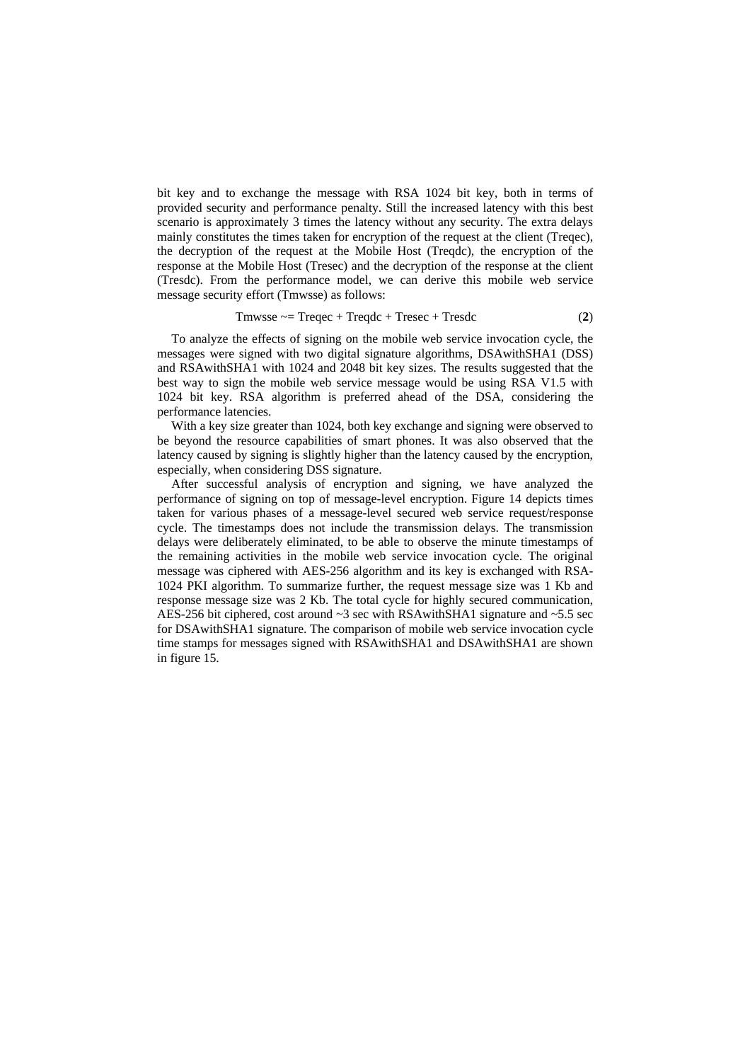bit key and to exchange the message with RSA 1024 bit key, both in terms of provided security and performance penalty. Still the increased latency with this best scenario is approximately 3 times the latency without any security. The extra delays mainly constitutes the times taken for encryption of the request at the client (Treqec), the decryption of the request at the Mobile Host (Treqdc), the encryption of the response at the Mobile Host (Tresec) and the decryption of the response at the client (Tresdc). From the performance model, we can derive this mobile web service message security effort (Tmwsse) as follows:

$$\text{Tmwsse} \sim= \text{Treqec} + \text{Treqdc} + \text{Tresec} + \text{Tresdc} \quad \textbf{(2)}$$

To analyze the effects of signing on the mobile web service invocation cycle, the messages were signed with two digital signature algorithms, DSAwithSHA1 (DSS) and RSAwithSHA1 with 1024 and 2048 bit key sizes. The results suggested that the best way to sign the mobile web service message would be using RSA V1.5 with 1024 bit key. RSA algorithm is preferred ahead of the DSA, considering the performance latencies.

With a key size greater than 1024, both key exchange and signing were observed to be beyond the resource capabilities of smart phones. It was also observed that the latency caused by signing is slightly higher than the latency caused by the encryption, especially, when considering DSS signature.

After successful analysis of encryption and signing, we have analyzed the performance of signing on top of message-level encryption. Figure 14 depicts times taken for various phases of a message-level secured web service request/response cycle. The timestamps does not include the transmission delays. The transmission delays were deliberately eliminated, to be able to observe the minute timestamps of the remaining activities in the mobile web service invocation cycle. The original message was ciphered with AES-256 algorithm and its key is exchanged with RSA-1024 PKI algorithm. To summarize further, the request message size was 1 Kb and response message size was 2 Kb. The total cycle for highly secured communication, AES-256 bit ciphered, cost around ~3 sec with RSAwithSHA1 signature and ~5.5 sec for DSAwithSHA1 signature. The comparison of mobile web service invocation cycle time stamps for messages signed with RSAwithSHA1 and DSAwithSHA1 are shown in figure 15.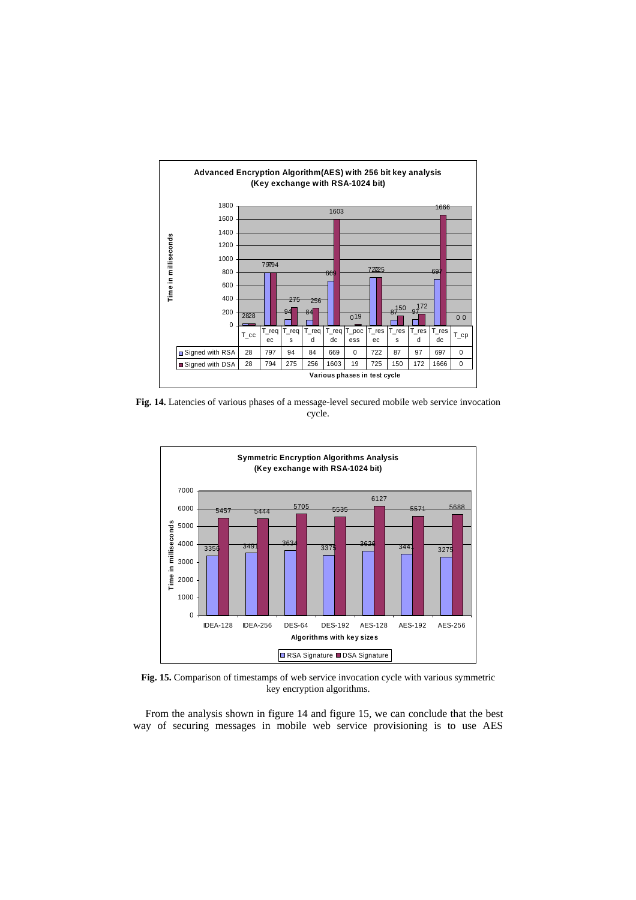**Advanced Encryption Algorithm(AES) with 256 bit key analysis (Key exchange with RSA-1024 bit)**

| | T_cc | T_req ec | T_req s | T_req d | T_req dc | T_poc ess | T_res ec | T_res s | T_res d | T_res dc | T_cp |
|---|---|---|---|---|---|---|---|---|---|---|---|
| Signed with RSA | 28 | 797 | 94 | 84 | 669 | 0 | 722 | 87 | 97 | 697 | 0 |
| Signed with DSA | 28 | 794 | 275 | 256 | 1603 | 19 | 725 | 150 | 172 | 1666 | 0 |

**Fig. 14.** Latencies of various phases of a message-level secured mobile web service invocation cycle.

**Symmetric Encryption Algorithms Analysis (Key exchange with RSA-1024 bit)**

| Algorithms with key sizes | IDEA-128 | IDEA-256 | DES-64 | DES-192 | AES-128 | AES-192 | AES-256 |
|---|---|---|---|---|---|---|---|
| RSA Signature | 3356 | 3491 | 3634 | 3375 | 3626 | 3441 | 3275 |
| DSA Signature | 5457 | 5444 | 5705 | 5535 | 6127 | 5571 | 5688 |

**Fig. 15.** Comparison of timestamps of web service invocation cycle with various symmetric key encryption algorithms.

From the analysis shown in figure 14 and figure 15, we can conclude that the best way of securing messages in mobile web service provisioning is to use AES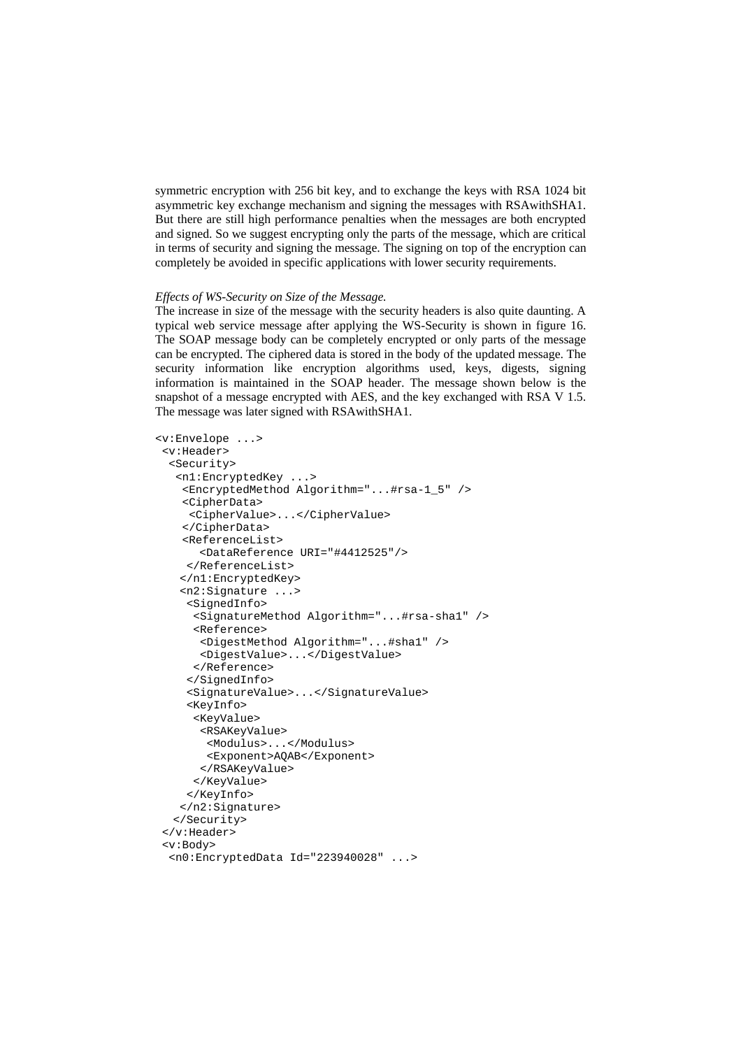symmetric encryption with 256 bit key, and to exchange the keys with RSA 1024 bit asymmetric key exchange mechanism and signing the messages with RSAwithSHA1. But there are still high performance penalties when the messages are both encrypted and signed. So we suggest encrypting only the parts of the message, which are critical in terms of security and signing the message. The signing on top of the encryption can completely be avoided in specific applications with lower security requirements.

*Effects of WS-Security on Size of the Message.*

The increase in size of the message with the security headers is also quite daunting. A typical web service message after applying the WS-Security is shown in figure 16. The SOAP message body can be completely encrypted or only parts of the message can be encrypted. The ciphered data is stored in the body of the updated message. The security information like encryption algorithms used, keys, digests, signing information is maintained in the SOAP header. The message shown below is the snapshot of a message encrypted with AES, and the key exchanged with RSA V 1.5. The message was later signed with RSAwithSHA1.

```
<v:Envelope ...>
 <v:Header>
  <Security>
   <n1:EncryptedKey ...>
    <EncryptedMethod Algorithm="...#rsa-1_5" />
    <CipherData>
     <CipherValue>...</CipherValue>
    </CipherData>
    <ReferenceList>
       <DataReference URI="#4412525"/>
     </ReferenceList>
    </n1:EncryptedKey>
    <n2:Signature ...>
     <SignedInfo>
      <SignatureMethod Algorithm="...#rsa-sha1" />
      <Reference>
       <DigestMethod Algorithm="...#sha1" />
       <DigestValue>...</DigestValue>
      </Reference>
     </SignedInfo>
     <SignatureValue>...</SignatureValue>
     <KeyInfo>
      <KeyValue>
       <RSAKeyValue>
        <Modulus>...</Modulus>
        <Exponent>AQAB</Exponent>
       </RSAKeyValue>
      </KeyValue>
     </KeyInfo>
    </n2:Signature>
   </Security>
 </v:Header>
 <v:Body>
  <n0:EncryptedData Id="223940028" ...>
```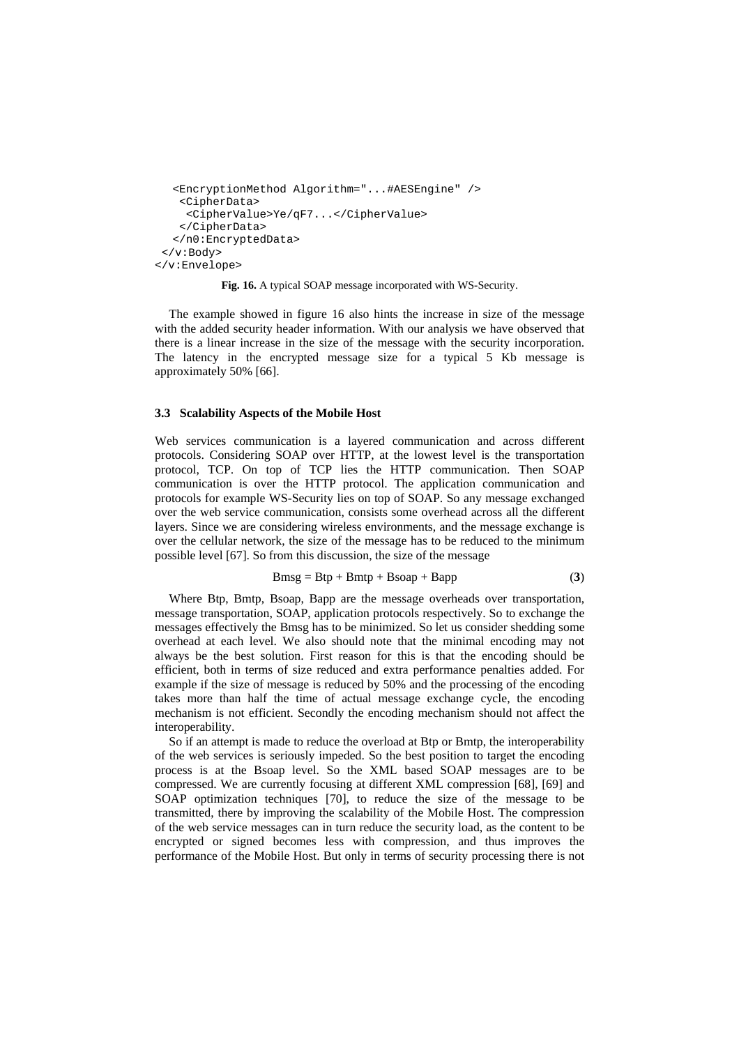```
   <EncryptionMethod Algorithm="...#AESEngine" />
    <CipherData>
     <CipherValue>Ye/qF7...</CipherValue>
    </CipherData>
   </n0:EncryptedData>
 </v:Body>
</v:Envelope>
```

**Fig. 16.** A typical SOAP message incorporated with WS-Security.

The example showed in figure 16 also hints the increase in size of the message with the added security header information. With our analysis we have observed that there is a linear increase in the size of the message with the security incorporation. The latency in the encrypted message size for a typical 5 Kb message is approximately 50% [66].

### 3.3 Scalability Aspects of the Mobile Host

Web services communication is a layered communication and across different protocols. Considering SOAP over HTTP, at the lowest level is the transportation protocol, TCP. On top of TCP lies the HTTP communication. Then SOAP communication is over the HTTP protocol. The application communication and protocols for example WS-Security lies on top of SOAP. So any message exchanged over the web service communication, consists some overhead across all the different layers. Since we are considering wireless environments, and the message exchange is over the cellular network, the size of the message has to be reduced to the minimum possible level [67]. So from this discussion, the size of the message

$$Bmsg = Btp + Bmtp + Bsoap + Bapp \qquad (\mathbf{3})$$

Where Btp, Bmtp, Bsoap, Bapp are the message overheads over transportation, message transportation, SOAP, application protocols respectively. So to exchange the messages effectively the Bmsg has to be minimized. So let us consider shedding some overhead at each level. We also should note that the minimal encoding may not always be the best solution. First reason for this is that the encoding should be efficient, both in terms of size reduced and extra performance penalties added. For example if the size of message is reduced by 50% and the processing of the encoding takes more than half the time of actual message exchange cycle, the encoding mechanism is not efficient. Secondly the encoding mechanism should not affect the interoperability.

So if an attempt is made to reduce the overload at Btp or Bmtp, the interoperability of the web services is seriously impeded. So the best position to target the encoding process is at the Bsoap level. So the XML based SOAP messages are to be compressed. We are currently focusing at different XML compression [68], [69] and SOAP optimization techniques [70], to reduce the size of the message to be transmitted, there by improving the scalability of the Mobile Host. The compression of the web service messages can in turn reduce the security load, as the content to be encrypted or signed becomes less with compression, and thus improves the performance of the Mobile Host. But only in terms of security processing there is not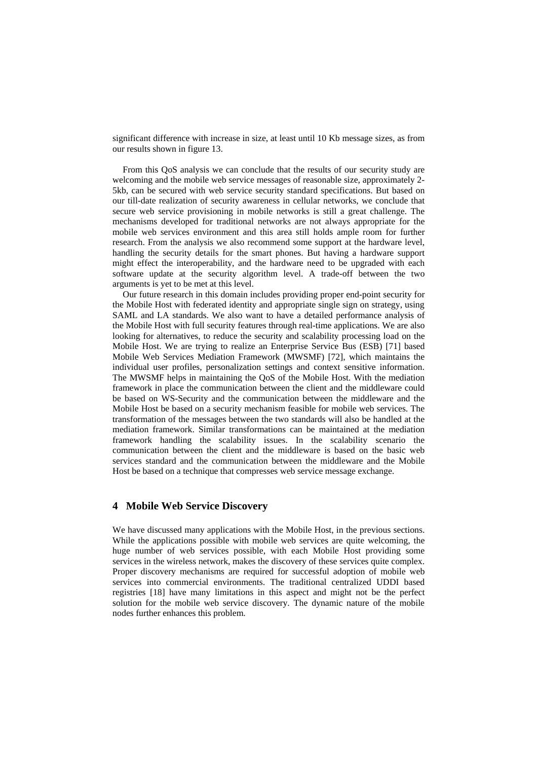significant difference with increase in size, at least until 10 Kb message sizes, as from our results shown in figure 13.

From this QoS analysis we can conclude that the results of our security study are welcoming and the mobile web service messages of reasonable size, approximately 2-5kb, can be secured with web service security standard specifications. But based on our till-date realization of security awareness in cellular networks, we conclude that secure web service provisioning in mobile networks is still a great challenge. The mechanisms developed for traditional networks are not always appropriate for the mobile web services environment and this area still holds ample room for further research. From the analysis we also recommend some support at the hardware level, handling the security details for the smart phones. But having a hardware support might effect the interoperability, and the hardware need to be upgraded with each software update at the security algorithm level. A trade-off between the two arguments is yet to be met at this level.

Our future research in this domain includes providing proper end-point security for the Mobile Host with federated identity and appropriate single sign on strategy, using SAML and LA standards. We also want to have a detailed performance analysis of the Mobile Host with full security features through real-time applications. We are also looking for alternatives, to reduce the security and scalability processing load on the Mobile Host. We are trying to realize an Enterprise Service Bus (ESB) [71] based Mobile Web Services Mediation Framework (MWSMF) [72], which maintains the individual user profiles, personalization settings and context sensitive information. The MWSMF helps in maintaining the QoS of the Mobile Host. With the mediation framework in place the communication between the client and the middleware could be based on WS-Security and the communication between the middleware and the Mobile Host be based on a security mechanism feasible for mobile web services. The transformation of the messages between the two standards will also be handled at the mediation framework. Similar transformations can be maintained at the mediation framework handling the scalability issues. In the scalability scenario the communication between the client and the middleware is based on the basic web services standard and the communication between the middleware and the Mobile Host be based on a technique that compresses web service message exchange.

## 4 Mobile Web Service Discovery

We have discussed many applications with the Mobile Host, in the previous sections. While the applications possible with mobile web services are quite welcoming, the huge number of web services possible, with each Mobile Host providing some services in the wireless network, makes the discovery of these services quite complex. Proper discovery mechanisms are required for successful adoption of mobile web services into commercial environments. The traditional centralized UDDI based registries [18] have many limitations in this aspect and might not be the perfect solution for the mobile web service discovery. The dynamic nature of the mobile nodes further enhances this problem.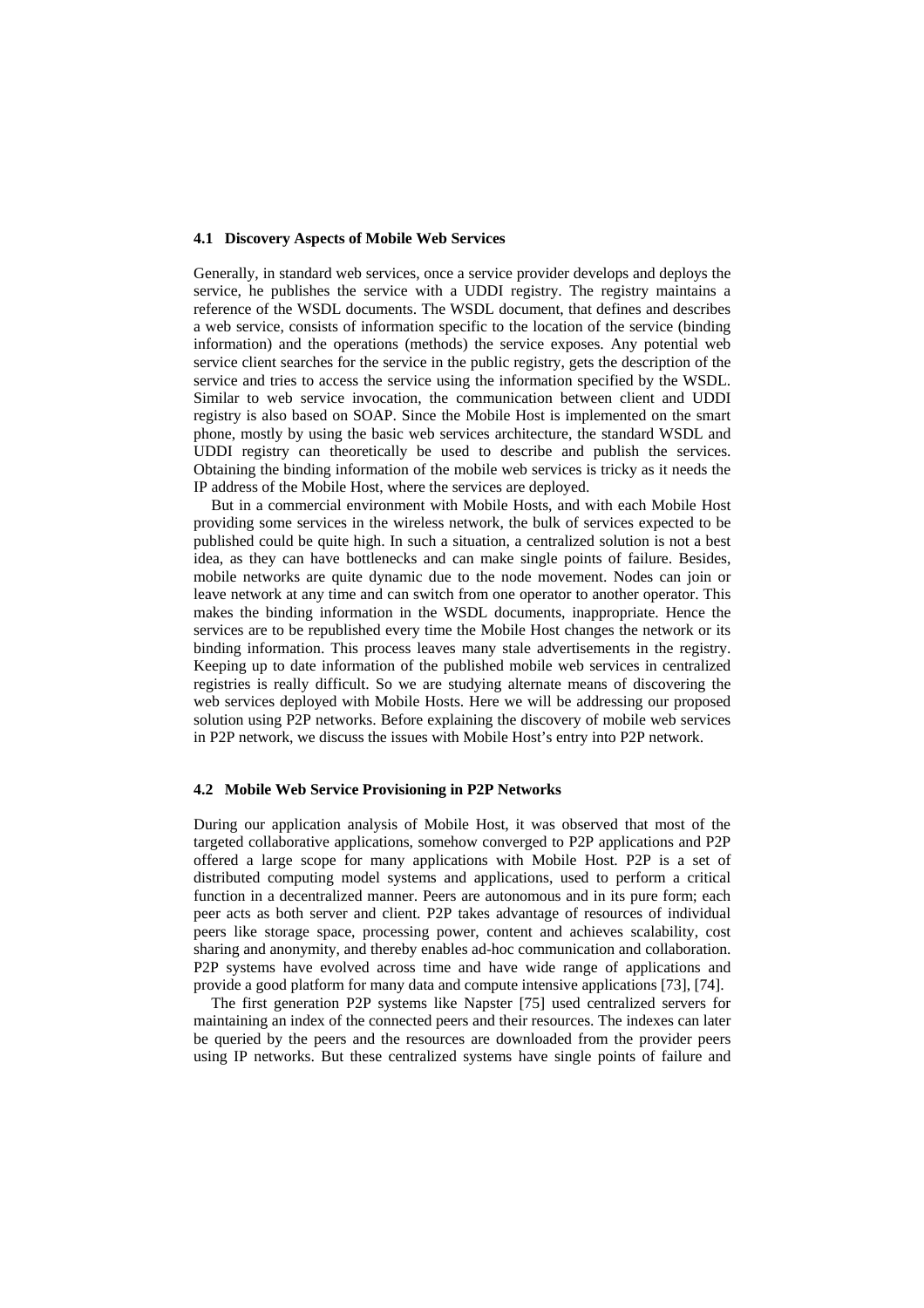### 4.1 Discovery Aspects of Mobile Web Services

Generally, in standard web services, once a service provider develops and deploys the service, he publishes the service with a UDDI registry. The registry maintains a reference of the WSDL documents. The WSDL document, that defines and describes a web service, consists of information specific to the location of the service (binding information) and the operations (methods) the service exposes. Any potential web service client searches for the service in the public registry, gets the description of the service and tries to access the service using the information specified by the WSDL. Similar to web service invocation, the communication between client and UDDI registry is also based on SOAP. Since the Mobile Host is implemented on the smart phone, mostly by using the basic web services architecture, the standard WSDL and UDDI registry can theoretically be used to describe and publish the services. Obtaining the binding information of the mobile web services is tricky as it needs the IP address of the Mobile Host, where the services are deployed.

But in a commercial environment with Mobile Hosts, and with each Mobile Host providing some services in the wireless network, the bulk of services expected to be published could be quite high. In such a situation, a centralized solution is not a best idea, as they can have bottlenecks and can make single points of failure. Besides, mobile networks are quite dynamic due to the node movement. Nodes can join or leave network at any time and can switch from one operator to another operator. This makes the binding information in the WSDL documents, inappropriate. Hence the services are to be republished every time the Mobile Host changes the network or its binding information. This process leaves many stale advertisements in the registry. Keeping up to date information of the published mobile web services in centralized registries is really difficult. So we are studying alternate means of discovering the web services deployed with Mobile Hosts. Here we will be addressing our proposed solution using P2P networks. Before explaining the discovery of mobile web services in P2P network, we discuss the issues with Mobile Host's entry into P2P network.

### 4.2 Mobile Web Service Provisioning in P2P Networks

During our application analysis of Mobile Host, it was observed that most of the targeted collaborative applications, somehow converged to P2P applications and P2P offered a large scope for many applications with Mobile Host. P2P is a set of distributed computing model systems and applications, used to perform a critical function in a decentralized manner. Peers are autonomous and in its pure form; each peer acts as both server and client. P2P takes advantage of resources of individual peers like storage space, processing power, content and achieves scalability, cost sharing and anonymity, and thereby enables ad-hoc communication and collaboration. P2P systems have evolved across time and have wide range of applications and provide a good platform for many data and compute intensive applications [73], [74].

The first generation P2P systems like Napster [75] used centralized servers for maintaining an index of the connected peers and their resources. The indexes can later be queried by the peers and the resources are downloaded from the provider peers using IP networks. But these centralized systems have single points of failure and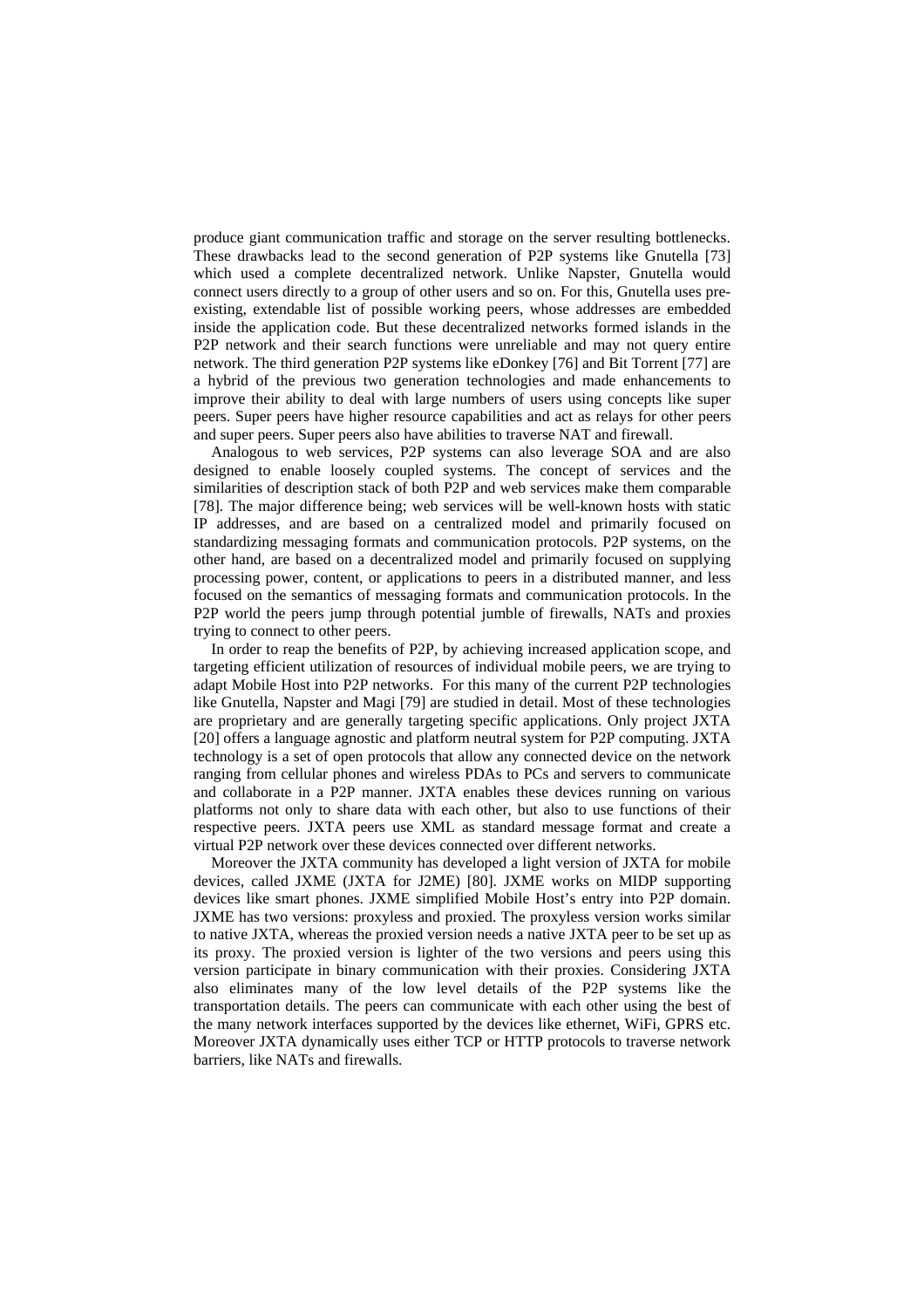produce giant communication traffic and storage on the server resulting bottlenecks. These drawbacks lead to the second generation of P2P systems like Gnutella [73] which used a complete decentralized network. Unlike Napster, Gnutella would connect users directly to a group of other users and so on. For this, Gnutella uses pre-existing, extendable list of possible working peers, whose addresses are embedded inside the application code. But these decentralized networks formed islands in the P2P network and their search functions were unreliable and may not query entire network. The third generation P2P systems like eDonkey [76] and Bit Torrent [77] are a hybrid of the previous two generation technologies and made enhancements to improve their ability to deal with large numbers of users using concepts like super peers. Super peers have higher resource capabilities and act as relays for other peers and super peers. Super peers also have abilities to traverse NAT and firewall.

Analogous to web services, P2P systems can also leverage SOA and are also designed to enable loosely coupled systems. The concept of services and the similarities of description stack of both P2P and web services make them comparable [78]. The major difference being; web services will be well-known hosts with static IP addresses, and are based on a centralized model and primarily focused on standardizing messaging formats and communication protocols. P2P systems, on the other hand, are based on a decentralized model and primarily focused on supplying processing power, content, or applications to peers in a distributed manner, and less focused on the semantics of messaging formats and communication protocols. In the P2P world the peers jump through potential jumble of firewalls, NATs and proxies trying to connect to other peers.

In order to reap the benefits of P2P, by achieving increased application scope, and targeting efficient utilization of resources of individual mobile peers, we are trying to adapt Mobile Host into P2P networks. For this many of the current P2P technologies like Gnutella, Napster and Magi [79] are studied in detail. Most of these technologies are proprietary and are generally targeting specific applications. Only project JXTA [20] offers a language agnostic and platform neutral system for P2P computing. JXTA technology is a set of open protocols that allow any connected device on the network ranging from cellular phones and wireless PDAs to PCs and servers to communicate and collaborate in a P2P manner. JXTA enables these devices running on various platforms not only to share data with each other, but also to use functions of their respective peers. JXTA peers use XML as standard message format and create a virtual P2P network over these devices connected over different networks.

Moreover the JXTA community has developed a light version of JXTA for mobile devices, called JXME (JXTA for J2ME) [80]. JXME works on MIDP supporting devices like smart phones. JXME simplified Mobile Host's entry into P2P domain. JXME has two versions: proxyless and proxied. The proxyless version works similar to native JXTA, whereas the proxied version needs a native JXTA peer to be set up as its proxy. The proxied version is lighter of the two versions and peers using this version participate in binary communication with their proxies. Considering JXTA also eliminates many of the low level details of the P2P systems like the transportation details. The peers can communicate with each other using the best of the many network interfaces supported by the devices like ethernet, WiFi, GPRS etc. Moreover JXTA dynamically uses either TCP or HTTP protocols to traverse network barriers, like NATs and firewalls.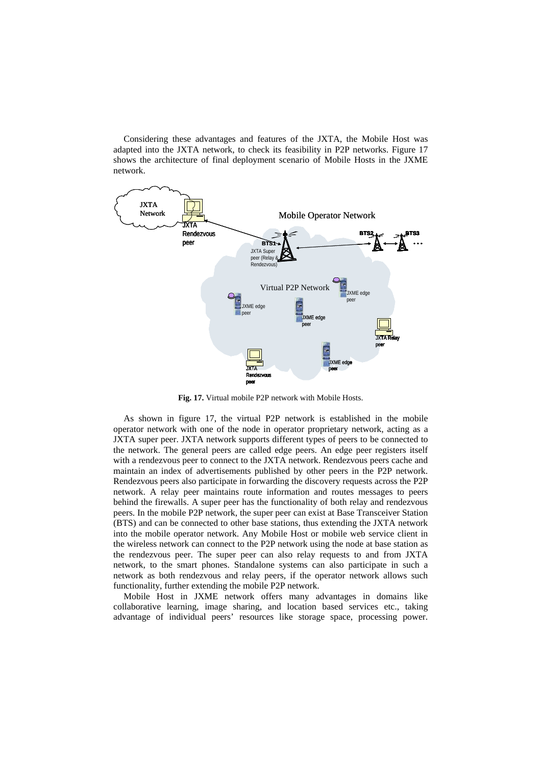Considering these advantages and features of the JXTA, the Mobile Host was adapted into the JXTA network, to check its feasibility in P2P networks. Figure 17 shows the architecture of final deployment scenario of Mobile Hosts in the JXME network.

**Fig. 17.** Virtual mobile P2P network with Mobile Hosts.

As shown in figure 17, the virtual P2P network is established in the mobile operator network with one of the node in operator proprietary network, acting as a JXTA super peer. JXTA network supports different types of peers to be connected to the network. The general peers are called edge peers. An edge peer registers itself with a rendezvous peer to connect to the JXTA network. Rendezvous peers cache and maintain an index of advertisements published by other peers in the P2P network. Rendezvous peers also participate in forwarding the discovery requests across the P2P network. A relay peer maintains route information and routes messages to peers behind the firewalls. A super peer has the functionality of both relay and rendezvous peers. In the mobile P2P network, the super peer can exist at Base Transceiver Station (BTS) and can be connected to other base stations, thus extending the JXTA network into the mobile operator network. Any Mobile Host or mobile web service client in the wireless network can connect to the P2P network using the node at base station as the rendezvous peer. The super peer can also relay requests to and from JXTA network, to the smart phones. Standalone systems can also participate in such a network as both rendezvous and relay peers, if the operator network allows such functionality, further extending the mobile P2P network.

Mobile Host in JXME network offers many advantages in domains like collaborative learning, image sharing, and location based services etc., taking advantage of individual peers' resources like storage space, processing power.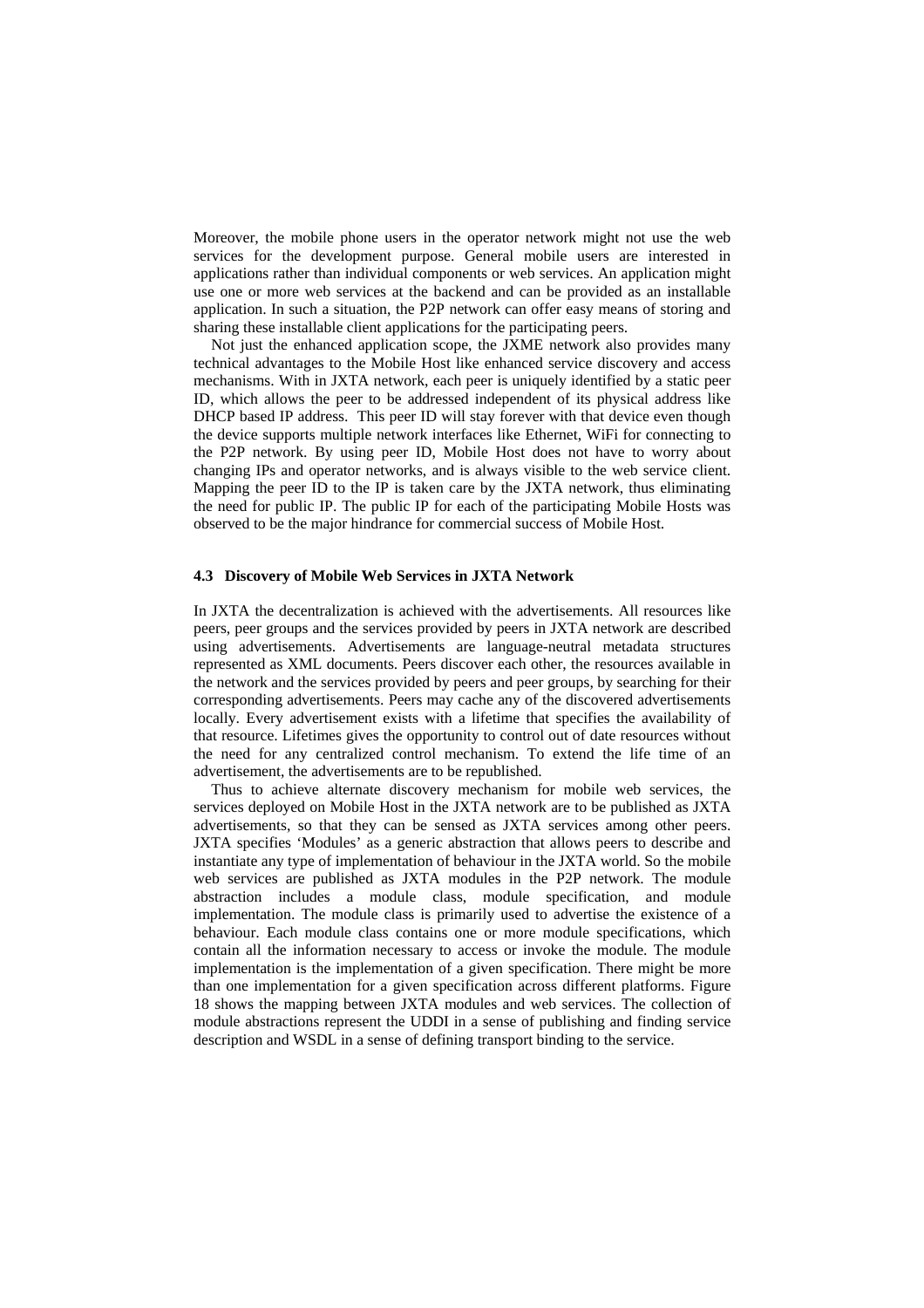Moreover, the mobile phone users in the operator network might not use the web services for the development purpose. General mobile users are interested in applications rather than individual components or web services. An application might use one or more web services at the backend and can be provided as an installable application. In such a situation, the P2P network can offer easy means of storing and sharing these installable client applications for the participating peers.

Not just the enhanced application scope, the JXME network also provides many technical advantages to the Mobile Host like enhanced service discovery and access mechanisms. With in JXTA network, each peer is uniquely identified by a static peer ID, which allows the peer to be addressed independent of its physical address like DHCP based IP address. This peer ID will stay forever with that device even though the device supports multiple network interfaces like Ethernet, WiFi for connecting to the P2P network. By using peer ID, Mobile Host does not have to worry about changing IPs and operator networks, and is always visible to the web service client. Mapping the peer ID to the IP is taken care by the JXTA network, thus eliminating the need for public IP. The public IP for each of the participating Mobile Hosts was observed to be the major hindrance for commercial success of Mobile Host.

### 4.3 Discovery of Mobile Web Services in JXTA Network

In JXTA the decentralization is achieved with the advertisements. All resources like peers, peer groups and the services provided by peers in JXTA network are described using advertisements. Advertisements are language-neutral metadata structures represented as XML documents. Peers discover each other, the resources available in the network and the services provided by peers and peer groups, by searching for their corresponding advertisements. Peers may cache any of the discovered advertisements locally. Every advertisement exists with a lifetime that specifies the availability of that resource. Lifetimes gives the opportunity to control out of date resources without the need for any centralized control mechanism. To extend the life time of an advertisement, the advertisements are to be republished.

Thus to achieve alternate discovery mechanism for mobile web services, the services deployed on Mobile Host in the JXTA network are to be published as JXTA advertisements, so that they can be sensed as JXTA services among other peers. JXTA specifies 'Modules' as a generic abstraction that allows peers to describe and instantiate any type of implementation of behaviour in the JXTA world. So the mobile web services are published as JXTA modules in the P2P network. The module abstraction includes a module class, module specification, and module implementation. The module class is primarily used to advertise the existence of a behaviour. Each module class contains one or more module specifications, which contain all the information necessary to access or invoke the module. The module implementation is the implementation of a given specification. There might be more than one implementation for a given specification across different platforms. Figure 18 shows the mapping between JXTA modules and web services. The collection of module abstractions represent the UDDI in a sense of publishing and finding service description and WSDL in a sense of defining transport binding to the service.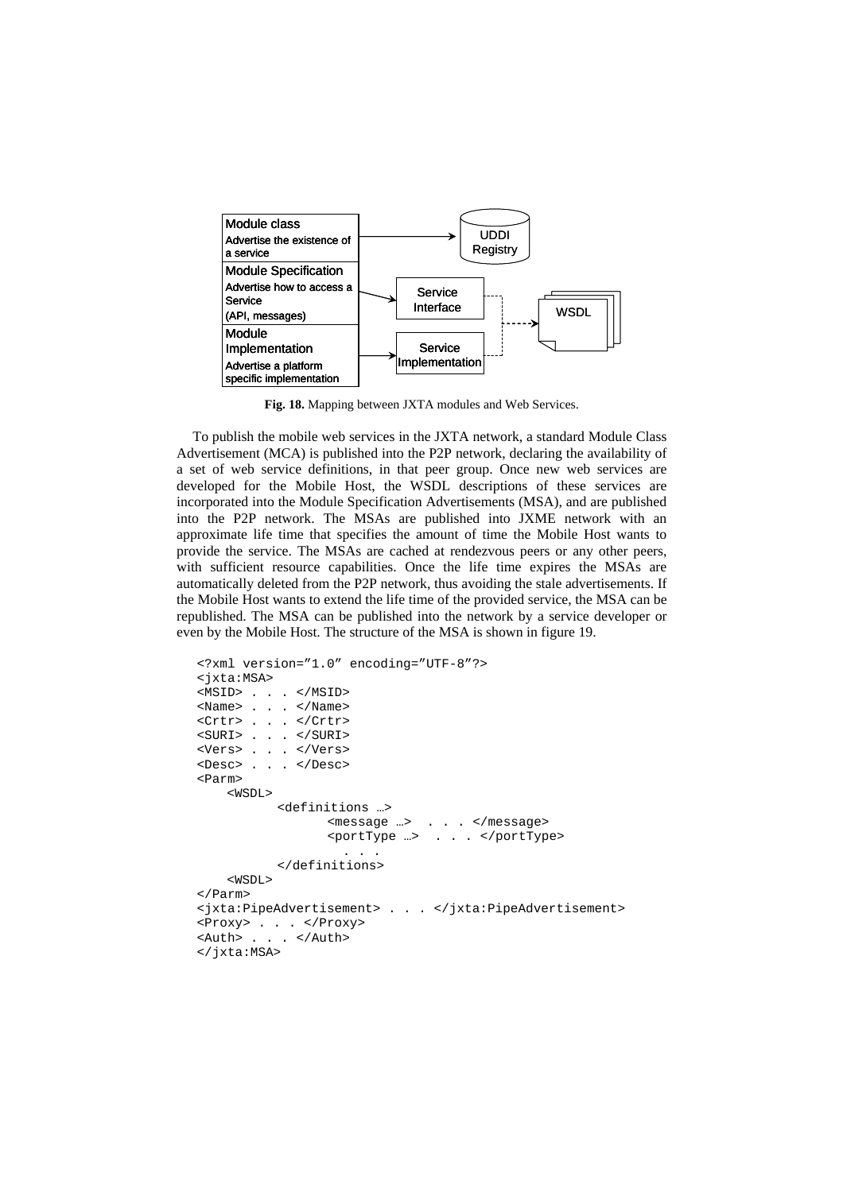Module class
Advertise the existence of a service

Module Specification
Advertise how to access a Service
(API, messages)

Module Implementation
Advertise a platform specific implementation

UDDI Registry

Service Interface

Service Implementation

WSDL

**Fig. 18.** Mapping between JXTA modules and Web Services.

To publish the mobile web services in the JXTA network, a standard Module Class Advertisement (MCA) is published into the P2P network, declaring the availability of a set of web service definitions, in that peer group. Once new web services are developed for the Mobile Host, the WSDL descriptions of these services are incorporated into the Module Specification Advertisements (MSA), and are published into the P2P network. The MSAs are published into JXME network with an approximate life time that specifies the amount of time the Mobile Host wants to provide the service. The MSAs are cached at rendezvous peers or any other peers, with sufficient resource capabilities. Once the life time expires the MSAs are automatically deleted from the P2P network, thus avoiding the stale advertisements. If the Mobile Host wants to extend the life time of the provided service, the MSA can be republished. The MSA can be published into the network by a service developer or even by the Mobile Host. The structure of the MSA is shown in figure 19.

```
<?xml version="1.0" encoding="UTF-8"?>
<jxta:MSA>
<MSID> . . . </MSID>
<Name> . . . </Name>
<Crtr> . . . </Crtr>
<SURI> . . . </SURI>
<Vers> . . . </Vers>
<Desc> . . . </Desc>
<Parm>
    <WSDL>
          <definitions …>
                 <message …>  . . . </message>
                 <portType …>  . . . </portType>
                   . . .
          </definitions>
    <WSDL>
</Parm>
<jxta:PipeAdvertisement> . . . </jxta:PipeAdvertisement>
<Proxy> . . . </Proxy>
<Auth> . . . </Auth>
</jxta:MSA>
```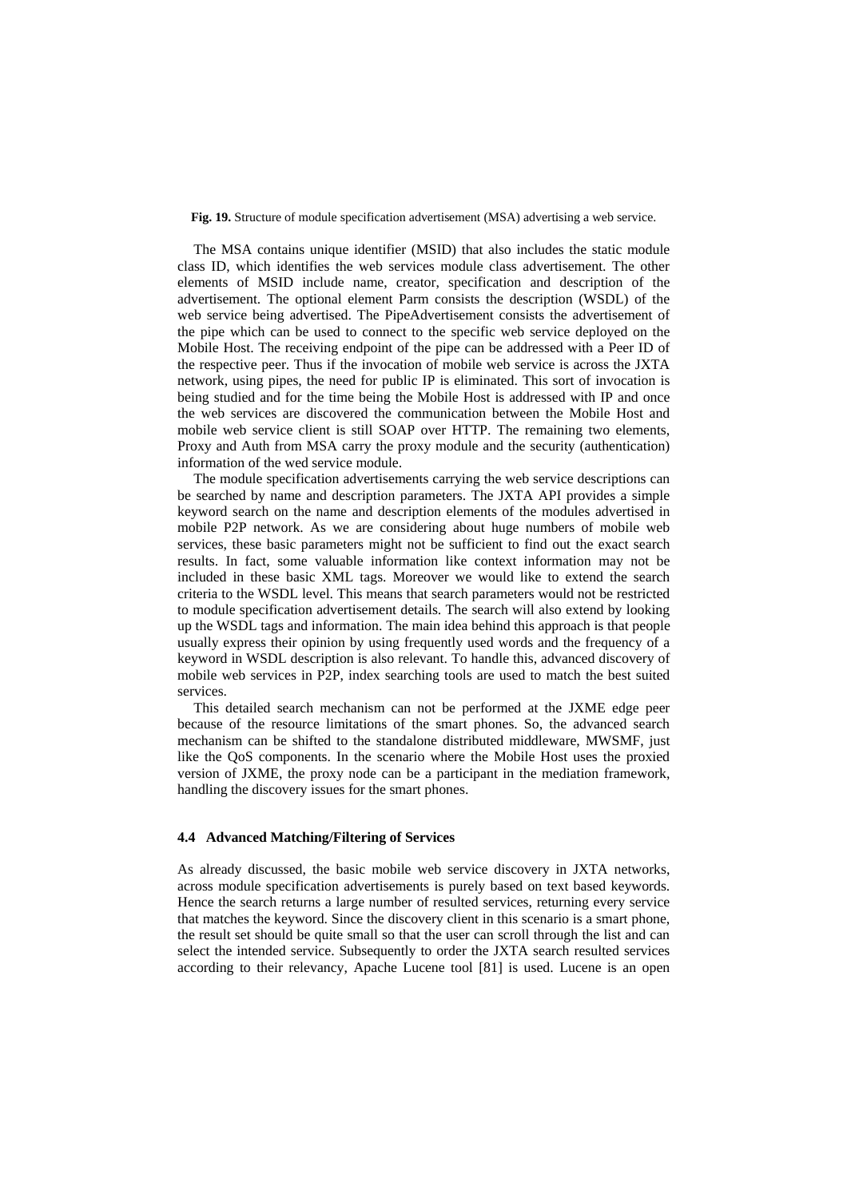**Fig. 19.** Structure of module specification advertisement (MSA) advertising a web service.

The MSA contains unique identifier (MSID) that also includes the static module class ID, which identifies the web services module class advertisement. The other elements of MSID include name, creator, specification and description of the advertisement. The optional element Parm consists the description (WSDL) of the web service being advertised. The PipeAdvertisement consists the advertisement of the pipe which can be used to connect to the specific web service deployed on the Mobile Host. The receiving endpoint of the pipe can be addressed with a Peer ID of the respective peer. Thus if the invocation of mobile web service is across the JXTA network, using pipes, the need for public IP is eliminated. This sort of invocation is being studied and for the time being the Mobile Host is addressed with IP and once the web services are discovered the communication between the Mobile Host and mobile web service client is still SOAP over HTTP. The remaining two elements, Proxy and Auth from MSA carry the proxy module and the security (authentication) information of the wed service module.

The module specification advertisements carrying the web service descriptions can be searched by name and description parameters. The JXTA API provides a simple keyword search on the name and description elements of the modules advertised in mobile P2P network. As we are considering about huge numbers of mobile web services, these basic parameters might not be sufficient to find out the exact search results. In fact, some valuable information like context information may not be included in these basic XML tags. Moreover we would like to extend the search criteria to the WSDL level. This means that search parameters would not be restricted to module specification advertisement details. The search will also extend by looking up the WSDL tags and information. The main idea behind this approach is that people usually express their opinion by using frequently used words and the frequency of a keyword in WSDL description is also relevant. To handle this, advanced discovery of mobile web services in P2P, index searching tools are used to match the best suited services.

This detailed search mechanism can not be performed at the JXME edge peer because of the resource limitations of the smart phones. So, the advanced search mechanism can be shifted to the standalone distributed middleware, MWSMF, just like the QoS components. In the scenario where the Mobile Host uses the proxied version of JXME, the proxy node can be a participant in the mediation framework, handling the discovery issues for the smart phones.

### 4.4 Advanced Matching/Filtering of Services

As already discussed, the basic mobile web service discovery in JXTA networks, across module specification advertisements is purely based on text based keywords. Hence the search returns a large number of resulted services, returning every service that matches the keyword. Since the discovery client in this scenario is a smart phone, the result set should be quite small so that the user can scroll through the list and can select the intended service. Subsequently to order the JXTA search resulted services according to their relevancy, Apache Lucene tool [81] is used. Lucene is an open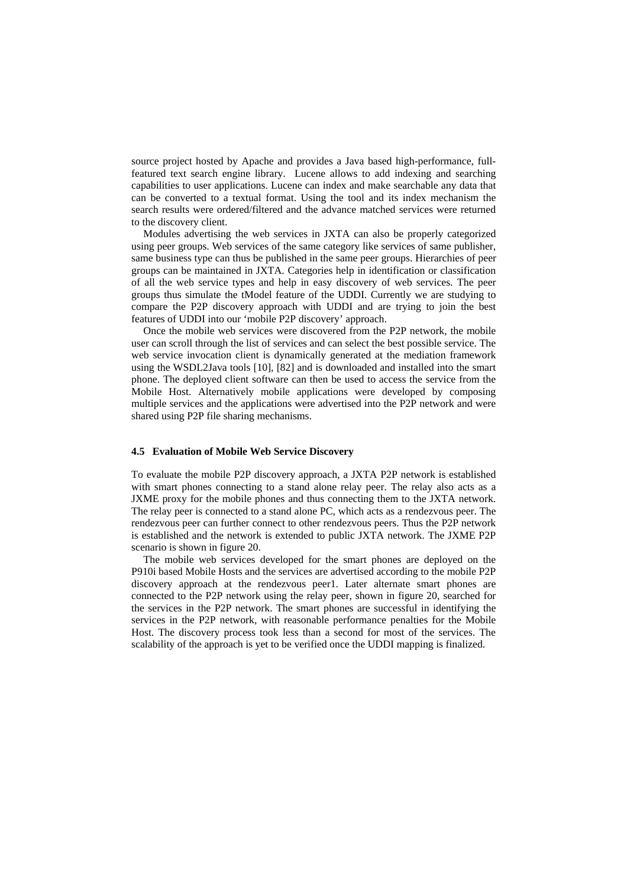source project hosted by Apache and provides a Java based high-performance, full-featured text search engine library. Lucene allows to add indexing and searching capabilities to user applications. Lucene can index and make searchable any data that can be converted to a textual format. Using the tool and its index mechanism the search results were ordered/filtered and the advance matched services were returned to the discovery client.

Modules advertising the web services in JXTA can also be properly categorized using peer groups. Web services of the same category like services of same publisher, same business type can thus be published in the same peer groups. Hierarchies of peer groups can be maintained in JXTA. Categories help in identification or classification of all the web service types and help in easy discovery of web services. The peer groups thus simulate the tModel feature of the UDDI. Currently we are studying to compare the P2P discovery approach with UDDI and are trying to join the best features of UDDI into our 'mobile P2P discovery' approach.

Once the mobile web services were discovered from the P2P network, the mobile user can scroll through the list of services and can select the best possible service. The web service invocation client is dynamically generated at the mediation framework using the WSDL2Java tools [10], [82] and is downloaded and installed into the smart phone. The deployed client software can then be used to access the service from the Mobile Host. Alternatively mobile applications were developed by composing multiple services and the applications were advertised into the P2P network and were shared using P2P file sharing mechanisms.

### 4.5 Evaluation of Mobile Web Service Discovery

To evaluate the mobile P2P discovery approach, a JXTA P2P network is established with smart phones connecting to a stand alone relay peer. The relay also acts as a JXME proxy for the mobile phones and thus connecting them to the JXTA network. The relay peer is connected to a stand alone PC, which acts as a rendezvous peer. The rendezvous peer can further connect to other rendezvous peers. Thus the P2P network is established and the network is extended to public JXTA network. The JXME P2P scenario is shown in figure 20.

The mobile web services developed for the smart phones are deployed on the P910i based Mobile Hosts and the services are advertised according to the mobile P2P discovery approach at the rendezvous peer1. Later alternate smart phones are connected to the P2P network using the relay peer, shown in figure 20, searched for the services in the P2P network. The smart phones are successful in identifying the services in the P2P network, with reasonable performance penalties for the Mobile Host. The discovery process took less than a second for most of the services. The scalability of the approach is yet to be verified once the UDDI mapping is finalized.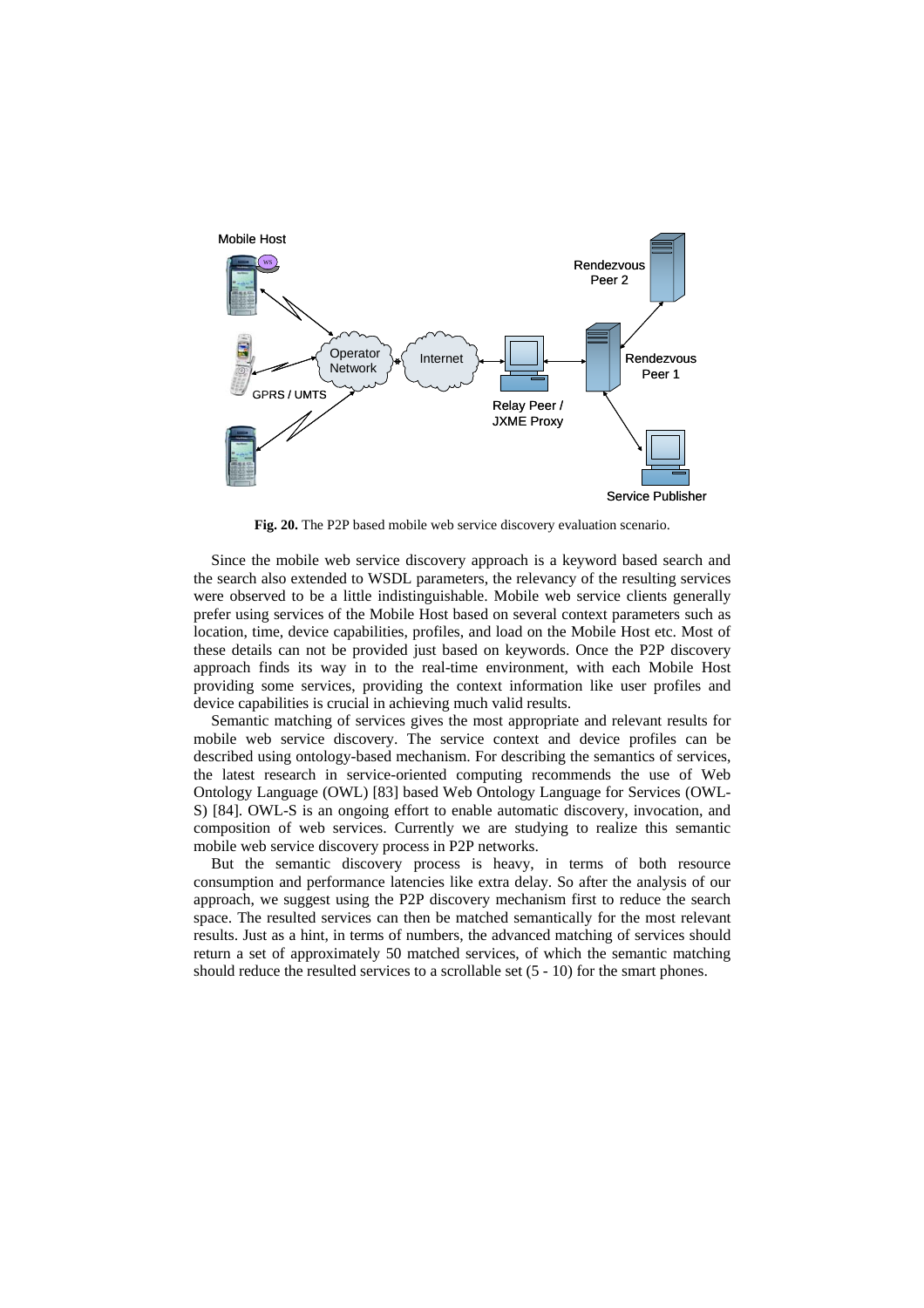**Fig. 20.** The P2P based mobile web service discovery evaluation scenario.

Since the mobile web service discovery approach is a keyword based search and the search also extended to WSDL parameters, the relevancy of the resulting services were observed to be a little indistinguishable. Mobile web service clients generally prefer using services of the Mobile Host based on several context parameters such as location, time, device capabilities, profiles, and load on the Mobile Host etc. Most of these details can not be provided just based on keywords. Once the P2P discovery approach finds its way in to the real-time environment, with each Mobile Host providing some services, providing the context information like user profiles and device capabilities is crucial in achieving much valid results.

Semantic matching of services gives the most appropriate and relevant results for mobile web service discovery. The service context and device profiles can be described using ontology-based mechanism. For describing the semantics of services, the latest research in service-oriented computing recommends the use of Web Ontology Language (OWL) [83] based Web Ontology Language for Services (OWL-S) [84]. OWL-S is an ongoing effort to enable automatic discovery, invocation, and composition of web services. Currently we are studying to realize this semantic mobile web service discovery process in P2P networks.

But the semantic discovery process is heavy, in terms of both resource consumption and performance latencies like extra delay. So after the analysis of our approach, we suggest using the P2P discovery mechanism first to reduce the search space. The resulted services can then be matched semantically for the most relevant results. Just as a hint, in terms of numbers, the advanced matching of services should return a set of approximately 50 matched services, of which the semantic matching should reduce the resulted services to a scrollable set (5 - 10) for the smart phones.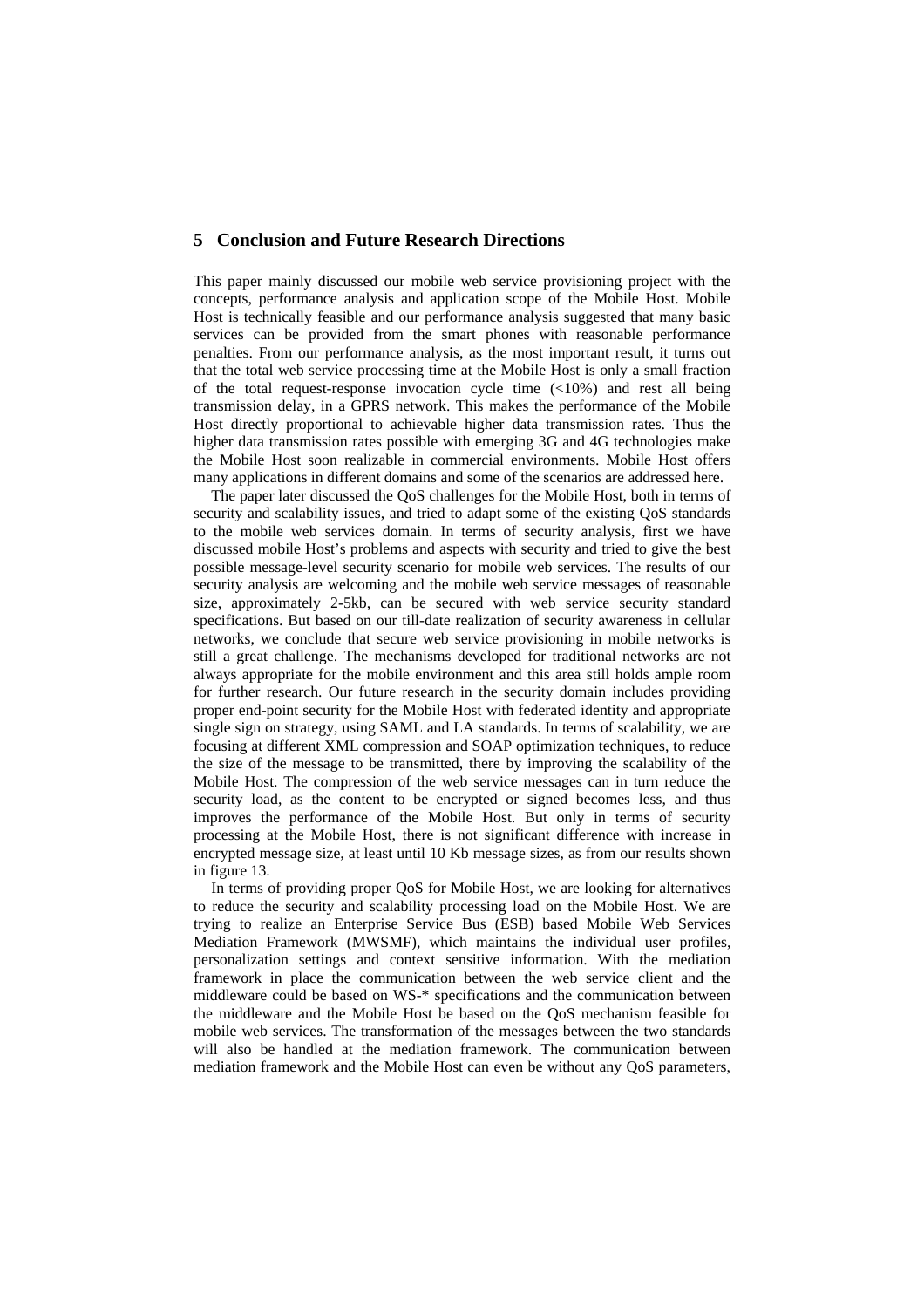## 5 Conclusion and Future Research Directions

This paper mainly discussed our mobile web service provisioning project with the concepts, performance analysis and application scope of the Mobile Host. Mobile Host is technically feasible and our performance analysis suggested that many basic services can be provided from the smart phones with reasonable performance penalties. From our performance analysis, as the most important result, it turns out that the total web service processing time at the Mobile Host is only a small fraction of the total request-response invocation cycle time (<10%) and rest all being transmission delay, in a GPRS network. This makes the performance of the Mobile Host directly proportional to achievable higher data transmission rates. Thus the higher data transmission rates possible with emerging 3G and 4G technologies make the Mobile Host soon realizable in commercial environments. Mobile Host offers many applications in different domains and some of the scenarios are addressed here.

The paper later discussed the QoS challenges for the Mobile Host, both in terms of security and scalability issues, and tried to adapt some of the existing QoS standards to the mobile web services domain. In terms of security analysis, first we have discussed mobile Host's problems and aspects with security and tried to give the best possible message-level security scenario for mobile web services. The results of our security analysis are welcoming and the mobile web service messages of reasonable size, approximately 2-5kb, can be secured with web service security standard specifications. But based on our till-date realization of security awareness in cellular networks, we conclude that secure web service provisioning in mobile networks is still a great challenge. The mechanisms developed for traditional networks are not always appropriate for the mobile environment and this area still holds ample room for further research. Our future research in the security domain includes providing proper end-point security for the Mobile Host with federated identity and appropriate single sign on strategy, using SAML and LA standards. In terms of scalability, we are focusing at different XML compression and SOAP optimization techniques, to reduce the size of the message to be transmitted, there by improving the scalability of the Mobile Host. The compression of the web service messages can in turn reduce the security load, as the content to be encrypted or signed becomes less, and thus improves the performance of the Mobile Host. But only in terms of security processing at the Mobile Host, there is not significant difference with increase in encrypted message size, at least until 10 Kb message sizes, as from our results shown in figure 13.

In terms of providing proper QoS for Mobile Host, we are looking for alternatives to reduce the security and scalability processing load on the Mobile Host. We are trying to realize an Enterprise Service Bus (ESB) based Mobile Web Services Mediation Framework (MWSMF), which maintains the individual user profiles, personalization settings and context sensitive information. With the mediation framework in place the communication between the web service client and the middleware could be based on WS-* specifications and the communication between the middleware and the Mobile Host be based on the QoS mechanism feasible for mobile web services. The transformation of the messages between the two standards will also be handled at the mediation framework. The communication between mediation framework and the Mobile Host can even be without any QoS parameters,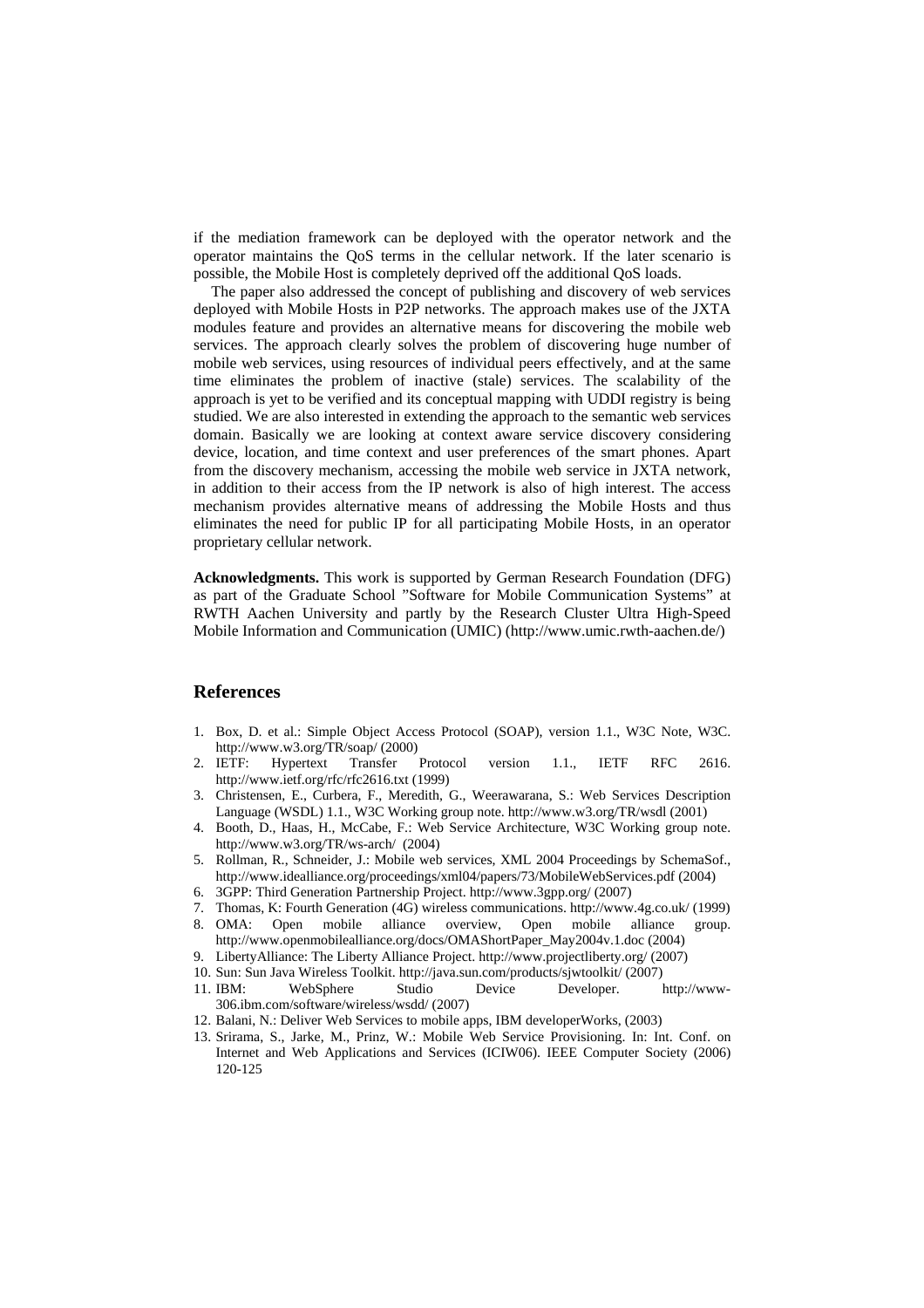if the mediation framework can be deployed with the operator network and the operator maintains the QoS terms in the cellular network. If the later scenario is possible, the Mobile Host is completely deprived off the additional QoS loads.

The paper also addressed the concept of publishing and discovery of web services deployed with Mobile Hosts in P2P networks. The approach makes use of the JXTA modules feature and provides an alternative means for discovering the mobile web services. The approach clearly solves the problem of discovering huge number of mobile web services, using resources of individual peers effectively, and at the same time eliminates the problem of inactive (stale) services. The scalability of the approach is yet to be verified and its conceptual mapping with UDDI registry is being studied. We are also interested in extending the approach to the semantic web services domain. Basically we are looking at context aware service discovery considering device, location, and time context and user preferences of the smart phones. Apart from the discovery mechanism, accessing the mobile web service in JXTA network, in addition to their access from the IP network is also of high interest. The access mechanism provides alternative means of addressing the Mobile Hosts and thus eliminates the need for public IP for all participating Mobile Hosts, in an operator proprietary cellular network.

**Acknowledgments.** This work is supported by German Research Foundation (DFG) as part of the Graduate School "Software for Mobile Communication Systems" at RWTH Aachen University and partly by the Research Cluster Ultra High-Speed Mobile Information and Communication (UMIC) (http://www.umic.rwth-aachen.de/)

## References

1. Box, D. et al.: Simple Object Access Protocol (SOAP), version 1.1., W3C Note, W3C. http://www.w3.org/TR/soap/ (2000)
2. IETF: Hypertext Transfer Protocol version 1.1., IETF RFC 2616. http://www.ietf.org/rfc/rfc2616.txt (1999)
3. Christensen, E., Curbera, F., Meredith, G., Weerawarana, S.: Web Services Description Language (WSDL) 1.1., W3C Working group note. http://www.w3.org/TR/wsdl (2001)
4. Booth, D., Haas, H., McCabe, F.: Web Service Architecture, W3C Working group note. http://www.w3.org/TR/ws-arch/ (2004)
5. Rollman, R., Schneider, J.: Mobile web services, XML 2004 Proceedings by SchemaSof., http://www.idealliance.org/proceedings/xml04/papers/73/MobileWebServices.pdf (2004)
6. 3GPP: Third Generation Partnership Project. http://www.3gpp.org/ (2007)
7. Thomas, K: Fourth Generation (4G) wireless communications. http://www.4g.co.uk/ (1999)
8. OMA: Open mobile alliance overview, Open mobile alliance group. http://www.openmobilealliance.org/docs/OMAShortPaper_May2004v.1.doc (2004)
9. LibertyAlliance: The Liberty Alliance Project. http://www.projectliberty.org/ (2007)
10. Sun: Sun Java Wireless Toolkit. http://java.sun.com/products/sjwtoolkit/ (2007)
11. IBM: WebSphere Studio Device Developer. http://www-306.ibm.com/software/wireless/wsdd/ (2007)
12. Balani, N.: Deliver Web Services to mobile apps, IBM developerWorks, (2003)
13. Srirama, S., Jarke, M., Prinz, W.: Mobile Web Service Provisioning. In: Int. Conf. on Internet and Web Applications and Services (ICIW06). IEEE Computer Society (2006) 120-125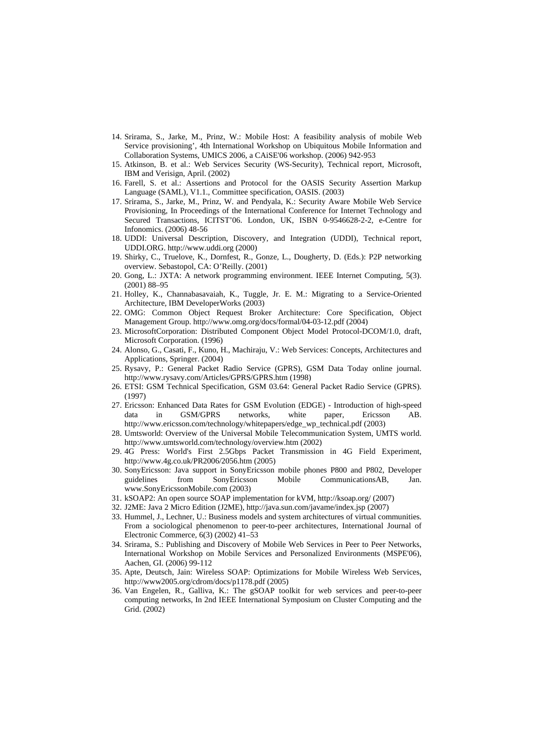14. Srirama, S., Jarke, M., Prinz, W.: Mobile Host: A feasibility analysis of mobile Web Service provisioning', 4th International Workshop on Ubiquitous Mobile Information and Collaboration Systems, UMICS 2006, a CAiSE'06 workshop. (2006) 942-953
15. Atkinson, B. et al.: Web Services Security (WS-Security), Technical report, Microsoft, IBM and Verisign, April. (2002)
16. Farell, S. et al.: Assertions and Protocol for the OASIS Security Assertion Markup Language (SAML), V1.1., Committee specification, OASIS. (2003)
17. Srirama, S., Jarke, M., Prinz, W. and Pendyala, K.: Security Aware Mobile Web Service Provisioning, In Proceedings of the International Conference for Internet Technology and Secured Transactions, ICITST'06. London, UK, ISBN 0-9546628-2-2, e-Centre for Infonomics. (2006) 48-56
18. UDDI: Universal Description, Discovery, and Integration (UDDI), Technical report, UDDI.ORG. http://www.uddi.org (2000)
19. Shirky, C., Truelove, K., Dornfest, R., Gonze, L., Dougherty, D. (Eds.): P2P networking overview. Sebastopol, CA: O'Reilly. (2001)
20. Gong, L.: JXTA: A network programming environment. IEEE Internet Computing, 5(3). (2001) 88–95
21. Holley, K., Channabasavaiah, K., Tuggle, Jr. E. M.: Migrating to a Service-Oriented Architecture, IBM DeveloperWorks (2003)
22. OMG: Common Object Request Broker Architecture: Core Specification, Object Management Group. http://www.omg.org/docs/formal/04-03-12.pdf (2004)
23. MicrosoftCorporation: Distributed Component Object Model Protocol-DCOM/1.0, draft, Microsoft Corporation. (1996)
24. Alonso, G., Casati, F., Kuno, H., Machiraju, V.: Web Services: Concepts, Architectures and Applications, Springer. (2004)
25. Rysavy, P.: General Packet Radio Service (GPRS), GSM Data Today online journal. http://www.rysavy.com/Articles/GPRS/GPRS.htm (1998)
26. ETSI: GSM Technical Specification, GSM 03.64: General Packet Radio Service (GPRS). (1997)
27. Ericsson: Enhanced Data Rates for GSM Evolution (EDGE) - Introduction of high-speed data in GSM/GPRS networks, white paper, Ericsson AB. http://www.ericsson.com/technology/whitepapers/edge_wp_technical.pdf (2003)
28. Umtsworld: Overview of the Universal Mobile Telecommunication System, UMTS world. http://www.umtsworld.com/technology/overview.htm (2002)
29. 4G Press: World's First 2.5Gbps Packet Transmission in 4G Field Experiment, http://www.4g.co.uk/PR2006/2056.htm (2005)
30. SonyEricsson: Java support in SonyEricsson mobile phones P800 and P802, Developer guidelines from SonyEricsson Mobile CommunicationsAB, Jan. www.SonyEricssonMobile.com (2003)
31. kSOAP2: An open source SOAP implementation for kVM, http://ksoap.org/ (2007)
32. J2ME: Java 2 Micro Edition (J2ME), http://java.sun.com/javame/index.jsp (2007)
33. Hummel, J., Lechner, U.: Business models and system architectures of virtual communities. From a sociological phenomenon to peer-to-peer architectures, International Journal of Electronic Commerce, 6(3) (2002) 41–53
34. Srirama, S.: Publishing and Discovery of Mobile Web Services in Peer to Peer Networks, International Workshop on Mobile Services and Personalized Environments (MSPE'06), Aachen, GI. (2006) 99-112
35. Apte, Deutsch, Jain: Wireless SOAP: Optimizations for Mobile Wireless Web Services, http://www2005.org/cdrom/docs/p1178.pdf (2005)
36. Van Engelen, R., Galliva, K.: The gSOAP toolkit for web services and peer-to-peer computing networks, In 2nd IEEE International Symposium on Cluster Computing and the Grid. (2002)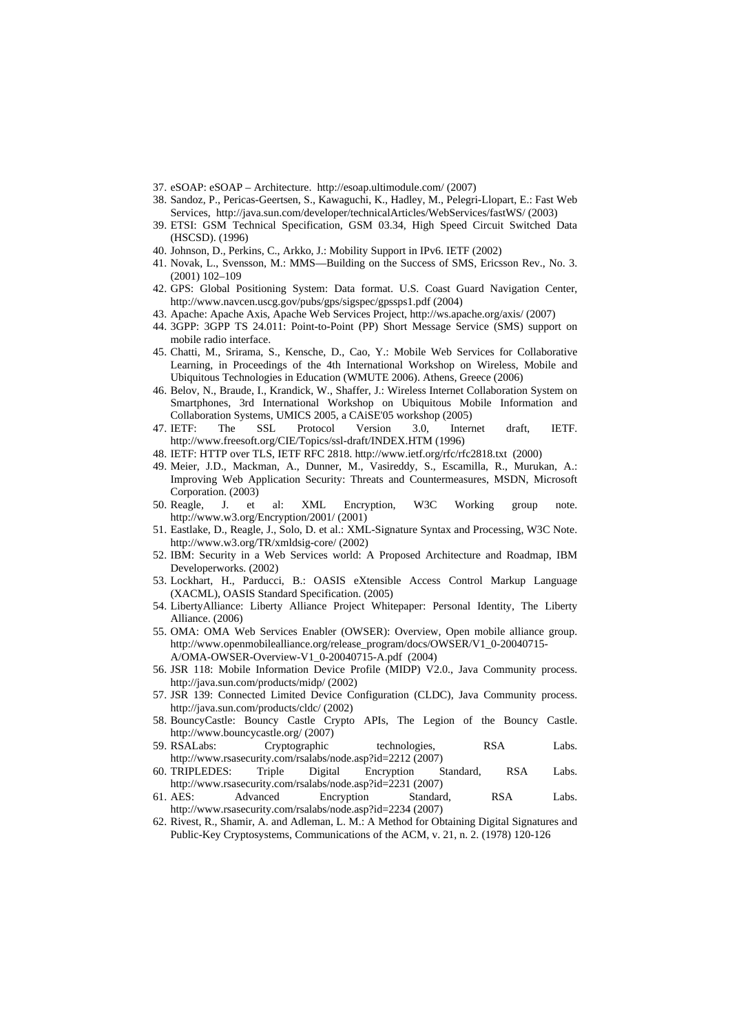37. eSOAP: eSOAP – Architecture. http://esoap.ultimodule.com/ (2007)
38. Sandoz, P., Pericas-Geertsen, S., Kawaguchi, K., Hadley, M., Pelegri-Llopart, E.: Fast Web Services, http://java.sun.com/developer/technicalArticles/WebServices/fastWS/ (2003)
39. ETSI: GSM Technical Specification, GSM 03.34, High Speed Circuit Switched Data (HSCSD). (1996)
40. Johnson, D., Perkins, C., Arkko, J.: Mobility Support in IPv6. IETF (2002)
41. Novak, L., Svensson, M.: MMS—Building on the Success of SMS, Ericsson Rev., No. 3. (2001) 102–109
42. GPS: Global Positioning System: Data format. U.S. Coast Guard Navigation Center, http://www.navcen.uscg.gov/pubs/gps/sigspec/gpssps1.pdf (2004)
43. Apache: Apache Axis, Apache Web Services Project, http://ws.apache.org/axis/ (2007)
44. 3GPP: 3GPP TS 24.011: Point-to-Point (PP) Short Message Service (SMS) support on mobile radio interface.
45. Chatti, M., Srirama, S., Kensche, D., Cao, Y.: Mobile Web Services for Collaborative Learning, in Proceedings of the 4th International Workshop on Wireless, Mobile and Ubiquitous Technologies in Education (WMUTE 2006). Athens, Greece (2006)
46. Belov, N., Braude, I., Krandick, W., Shaffer, J.: Wireless Internet Collaboration System on Smartphones, 3rd International Workshop on Ubiquitous Mobile Information and Collaboration Systems, UMICS 2005, a CAiSE'05 workshop (2005)
47. IETF: The SSL Protocol Version 3.0, Internet draft, IETF. http://www.freesoft.org/CIE/Topics/ssl-draft/INDEX.HTM (1996)
48. IETF: HTTP over TLS, IETF RFC 2818. http://www.ietf.org/rfc/rfc2818.txt (2000)
49. Meier, J.D., Mackman, A., Dunner, M., Vasireddy, S., Escamilla, R., Murukan, A.: Improving Web Application Security: Threats and Countermeasures, MSDN, Microsoft Corporation. (2003)
50. Reagle, J. et al: XML Encryption, W3C Working group note. http://www.w3.org/Encryption/2001/ (2001)
51. Eastlake, D., Reagle, J., Solo, D. et al.: XML-Signature Syntax and Processing, W3C Note. http://www.w3.org/TR/xmldsig-core/ (2002)
52. IBM: Security in a Web Services world: A Proposed Architecture and Roadmap, IBM Developerworks. (2002)
53. Lockhart, H., Parducci, B.: OASIS eXtensible Access Control Markup Language (XACML), OASIS Standard Specification. (2005)
54. LibertyAlliance: Liberty Alliance Project Whitepaper: Personal Identity, The Liberty Alliance. (2006)
55. OMA: OMA Web Services Enabler (OWSER): Overview, Open mobile alliance group. http://www.openmobilealliance.org/release_program/docs/OWSER/V1_0-20040715-A/OMA-OWSER-Overview-V1_0-20040715-A.pdf (2004)
56. JSR 118: Mobile Information Device Profile (MIDP) V2.0., Java Community process. http://java.sun.com/products/midp/ (2002)
57. JSR 139: Connected Limited Device Configuration (CLDC), Java Community process. http://java.sun.com/products/cldc/ (2002)
58. BouncyCastle: Bouncy Castle Crypto APIs, The Legion of the Bouncy Castle. http://www.bouncycastle.org/ (2007)
59. RSALabs: Cryptographic technologies, RSA Labs. http://www.rsasecurity.com/rsalabs/node.asp?id=2212 (2007)
60. TRIPLEDES: Triple Digital Encryption Standard, RSA Labs. http://www.rsasecurity.com/rsalabs/node.asp?id=2231 (2007)
61. AES: Advanced Encryption Standard, RSA Labs. http://www.rsasecurity.com/rsalabs/node.asp?id=2234 (2007)
62. Rivest, R., Shamir, A. and Adleman, L. M.: A Method for Obtaining Digital Signatures and Public-Key Cryptosystems, Communications of the ACM, v. 21, n. 2. (1978) 120-126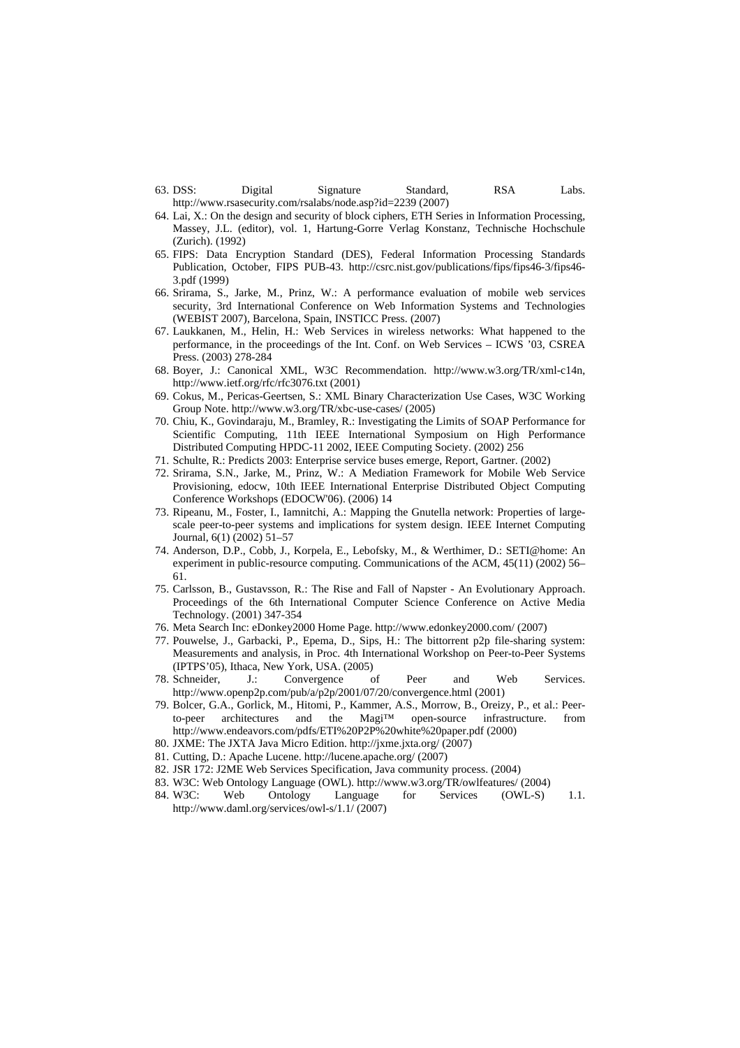63. DSS: Digital Signature Standard, RSA Labs. http://www.rsasecurity.com/rsalabs/node.asp?id=2239 (2007)
64. Lai, X.: On the design and security of block ciphers, ETH Series in Information Processing, Massey, J.L. (editor), vol. 1, Hartung-Gorre Verlag Konstanz, Technische Hochschule (Zurich). (1992)
65. FIPS: Data Encryption Standard (DES), Federal Information Processing Standards Publication, October, FIPS PUB-43. http://csrc.nist.gov/publications/fips/fips46-3/fips46-3.pdf (1999)
66. Srirama, S., Jarke, M., Prinz, W.: A performance evaluation of mobile web services security, 3rd International Conference on Web Information Systems and Technologies (WEBIST 2007), Barcelona, Spain, INSTICC Press. (2007)
67. Laukkanen, M., Helin, H.: Web Services in wireless networks: What happened to the performance, in the proceedings of the Int. Conf. on Web Services – ICWS '03, CSREA Press. (2003) 278-284
68. Boyer, J.: Canonical XML, W3C Recommendation. http://www.w3.org/TR/xml-c14n, http://www.ietf.org/rfc/rfc3076.txt (2001)
69. Cokus, M., Pericas-Geertsen, S.: XML Binary Characterization Use Cases, W3C Working Group Note. http://www.w3.org/TR/xbc-use-cases/ (2005)
70. Chiu, K., Govindaraju, M., Bramley, R.: Investigating the Limits of SOAP Performance for Scientific Computing, 11th IEEE International Symposium on High Performance Distributed Computing HPDC-11 2002, IEEE Computing Society. (2002) 256
71. Schulte, R.: Predicts 2003: Enterprise service buses emerge, Report, Gartner. (2002)
72. Srirama, S.N., Jarke, M., Prinz, W.: A Mediation Framework for Mobile Web Service Provisioning, edocw, 10th IEEE International Enterprise Distributed Object Computing Conference Workshops (EDOCW'06). (2006) 14
73. Ripeanu, M., Foster, I., Iamnitchi, A.: Mapping the Gnutella network: Properties of large-scale peer-to-peer systems and implications for system design. IEEE Internet Computing Journal, 6(1) (2002) 51–57
74. Anderson, D.P., Cobb, J., Korpela, E., Lebofsky, M., & Werthimer, D.: SETI@home: An experiment in public-resource computing. Communications of the ACM, 45(11) (2002) 56–61.
75. Carlsson, B., Gustavsson, R.: The Rise and Fall of Napster - An Evolutionary Approach. Proceedings of the 6th International Computer Science Conference on Active Media Technology. (2001) 347-354
76. Meta Search Inc: eDonkey2000 Home Page. http://www.edonkey2000.com/ (2007)
77. Pouwelse, J., Garbacki, P., Epema, D., Sips, H.: The bittorrent p2p file-sharing system: Measurements and analysis, in Proc. 4th International Workshop on Peer-to-Peer Systems (IPTPS'05), Ithaca, New York, USA. (2005)
78. Schneider, J.: Convergence of Peer and Web Services. http://www.openp2p.com/pub/a/p2p/2001/07/20/convergence.html (2001)
79. Bolcer, G.A., Gorlick, M., Hitomi, P., Kammer, A.S., Morrow, B., Oreizy, P., et al.: Peer-to-peer architectures and the Magi™ open-source infrastructure. from http://www.endeavors.com/pdfs/ETI%20P2P%20white%20paper.pdf (2000)
80. JXME: The JXTA Java Micro Edition. http://jxme.jxta.org/ (2007)
81. Cutting, D.: Apache Lucene. http://lucene.apache.org/ (2007)
82. JSR 172: J2ME Web Services Specification, Java community process. (2004)
83. W3C: Web Ontology Language (OWL). http://www.w3.org/TR/owlfeatures/ (2004)
84. W3C: Web Ontology Language for Services (OWL-S) 1.1. http://www.daml.org/services/owl-s/1.1/ (2007)